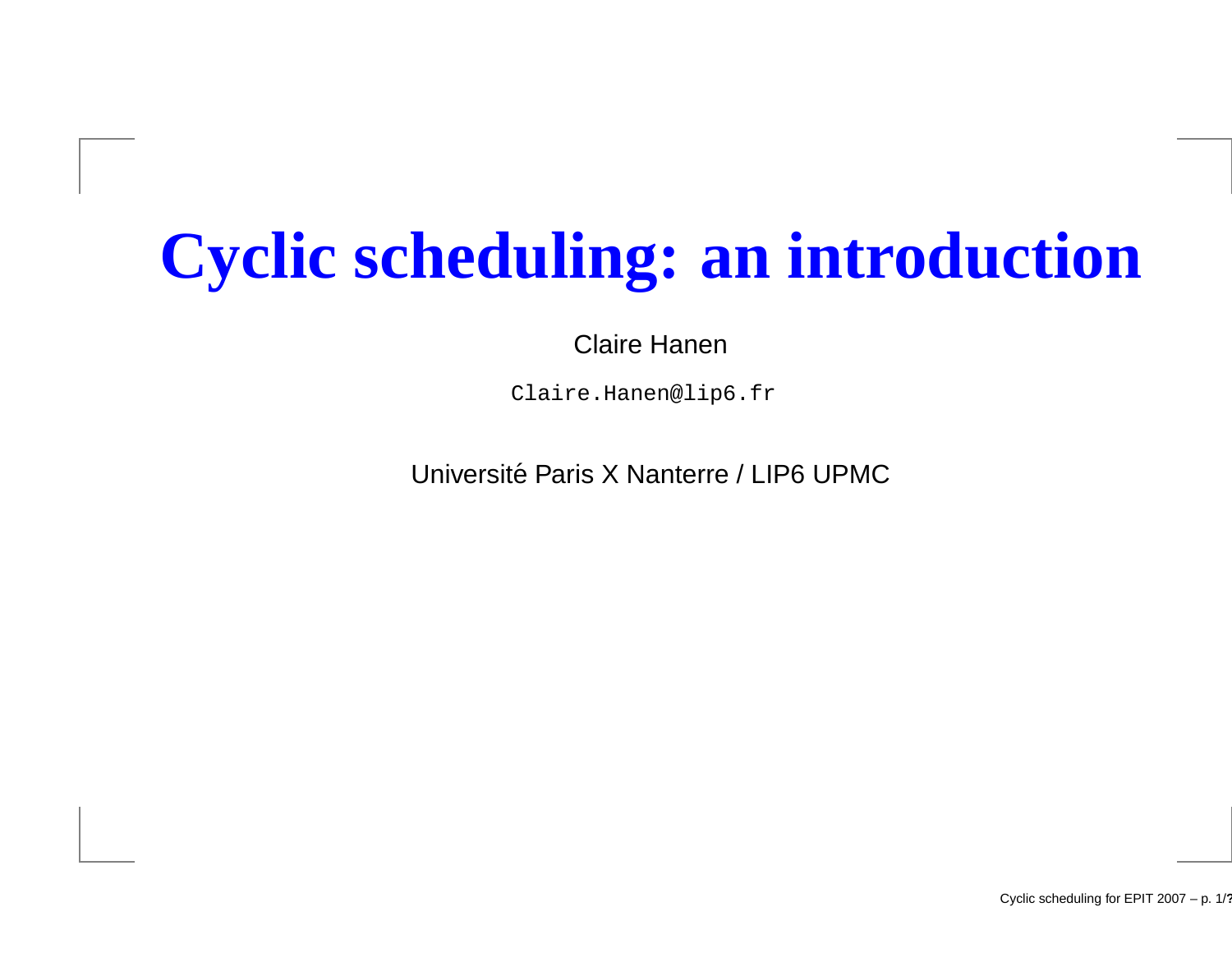# Cyclic scheduling: an introduction

Claire Hanen

Claire.Hanen@lip6.fr

Université Paris X Nanterre / LIP6 UPMC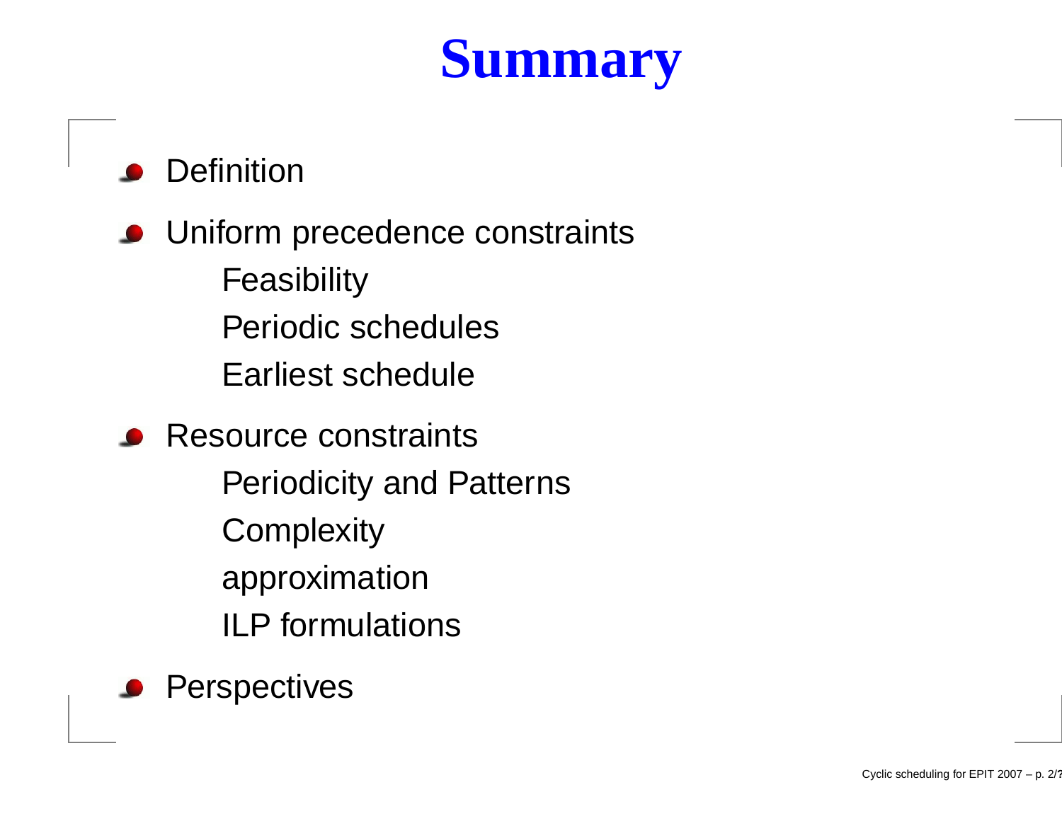# Summary

- Definition
- Uniform precedence constraints
  - Feasibility
  - Periodic schedules
  - Earliest schedule
- Resource constraints
  - Periodicity and Patterns
  - Complexity
  - approximation
  - ILP formulations
- Perspectives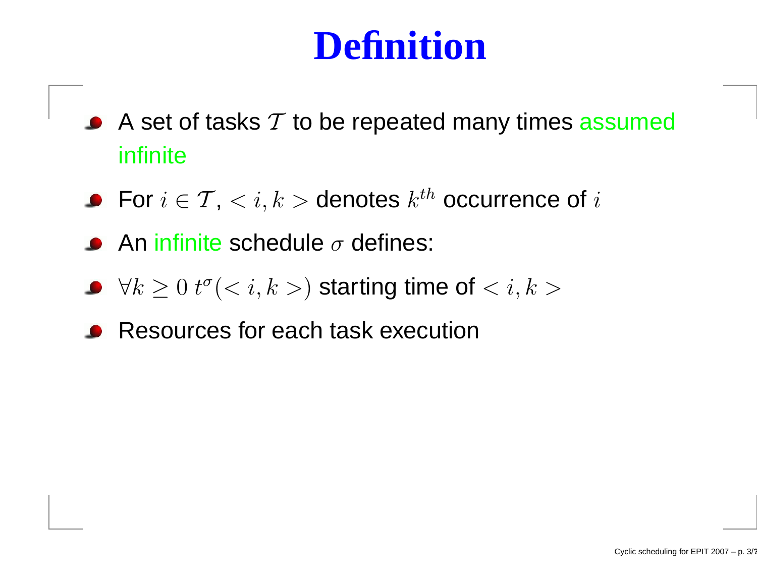# Definition

- A set of tasks $\mathcal{T}$ to be repeated many times assumed infinite
- For $i \in \mathcal{T}$, $< i, k >$ denotes $k^{th}$ occurrence of $i$
- An infinite schedule $\sigma$ defines:
- $\forall k \geq 0 \; t^{\sigma}(< i, k >)$ starting time of $< i, k >$
- Resources for each task execution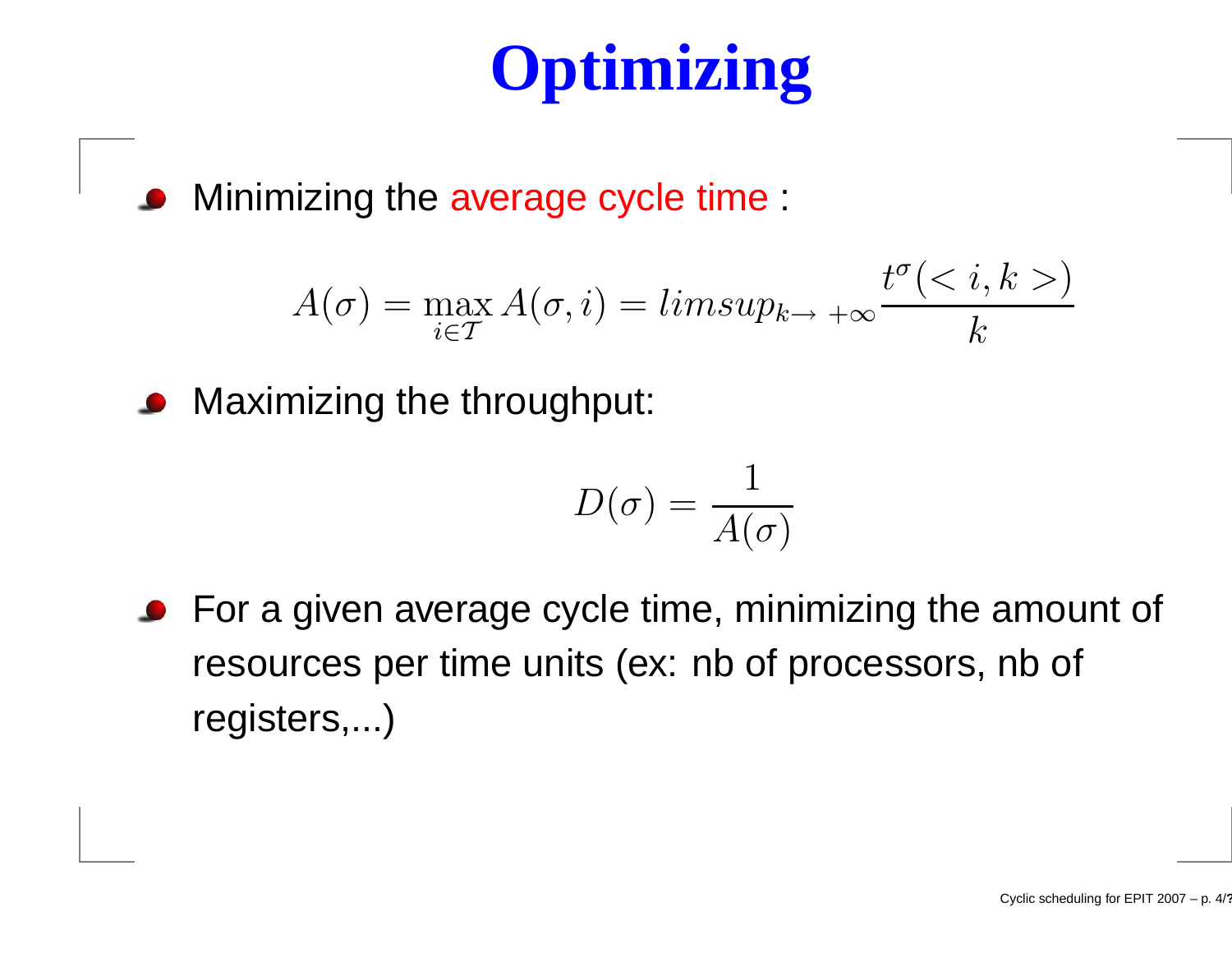# Optimizing

- Minimizing the average cycle time :

$$A(\sigma) = \max_{i \in \mathcal{T}} A(\sigma, i) = limsup_{k \rightarrow +\infty} \frac{t^{\sigma}(< i, k >)}{k}$$

- Maximizing the throughput:

$$D(\sigma) = \frac{1}{A(\sigma)}$$

- For a given average cycle time, minimizing the amount of resources per time units (ex: nb of processors, nb of registers,...)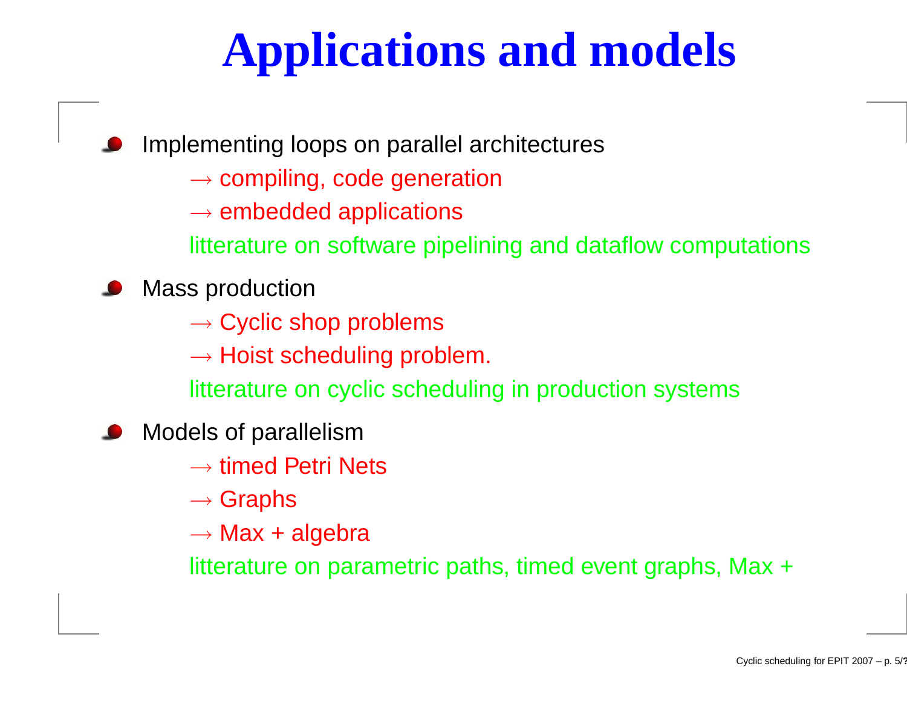# Applications and models

- Implementing loops on parallel architectures

  $\longrightarrow$ compiling, code generation

  $\longrightarrow$ embedded applications

  litterature on software pipelining and dataflow computations

- Mass production

  $\longrightarrow$ Cyclic shop problems

  $\longrightarrow$ Hoist scheduling problem.

  litterature on cyclic scheduling in production systems

- Models of parallelism

  $\longrightarrow$ timed Petri Nets

  $\longrightarrow$ Graphs

  $\longrightarrow$ Max + algebra

  litterature on parametric paths, timed event graphs, Max +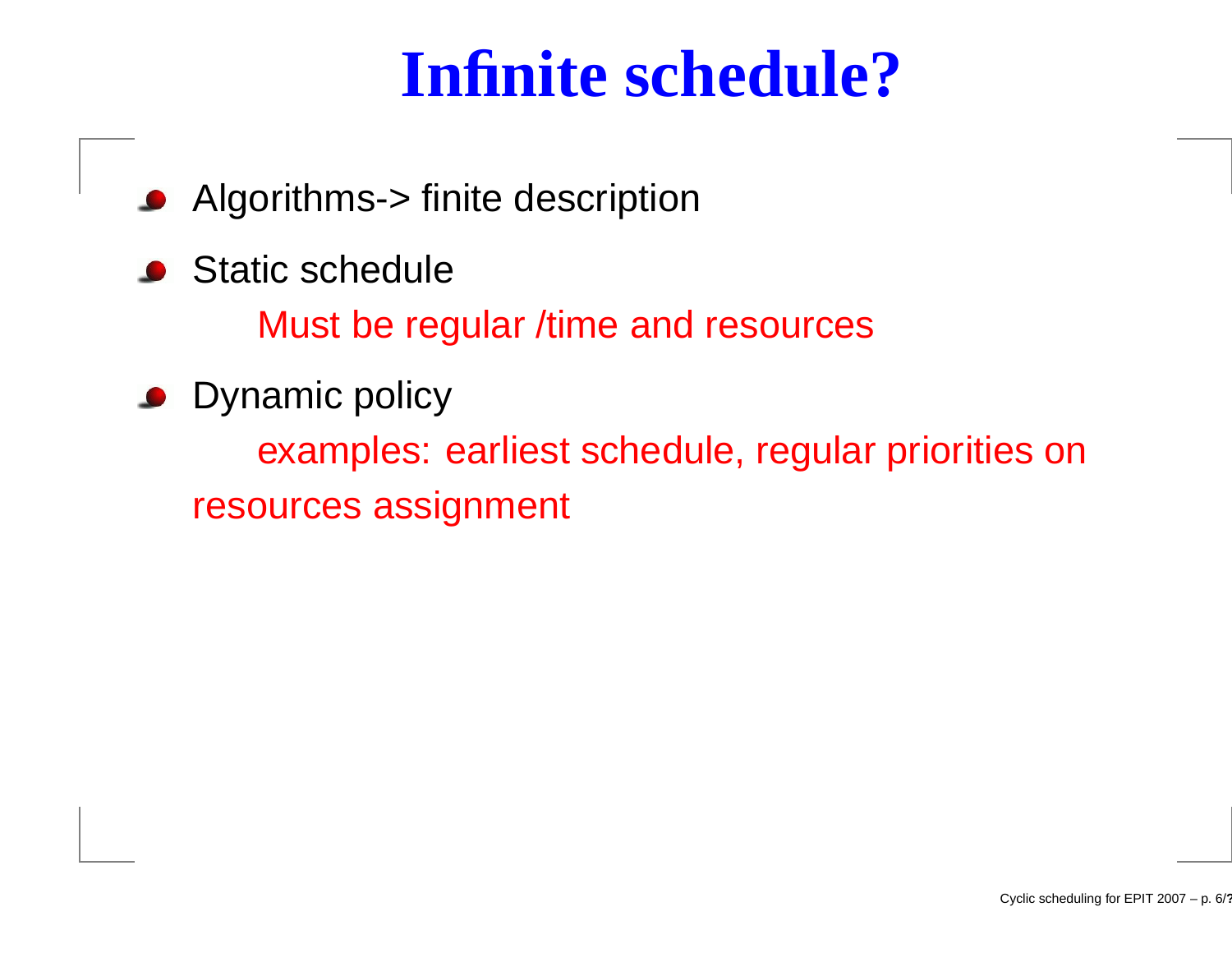# Infinite schedule?

- Algorithms-> finite description
- Static schedule

  Must be regular /time and resources

- Dynamic policy

  examples: earliest schedule, regular priorities on resources assignment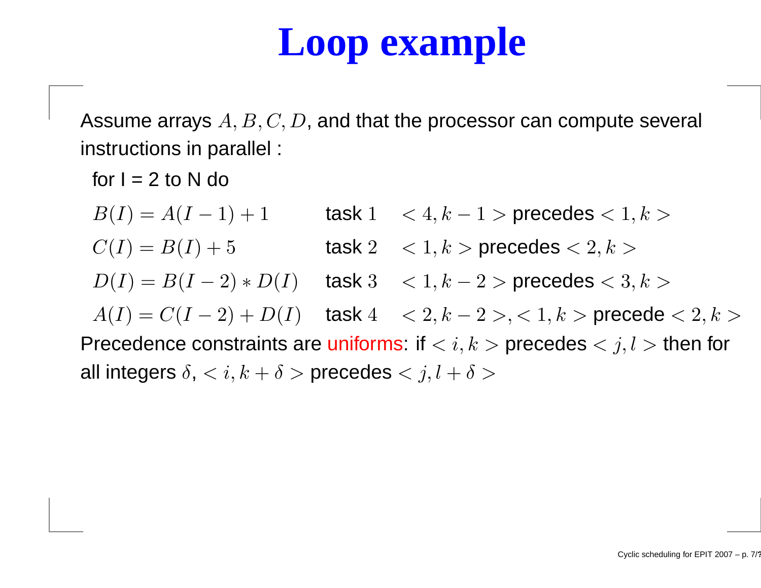# Loop example

Assume arrays $A, B, C, D$, and that the processor can compute several instructions in parallel :

for I = 2 to N do

| | | |
|---|---|---|
| $B(I) = A(I-1) + 1$ | task $1$ | $< 4, k-1 >$ precedes $< 1, k >$ |
| $C(I) = B(I) + 5$ | task $2$ | $< 1, k >$ precedes $< 2, k >$ |
| $D(I) = B(I-2) * D(I)$ | task $3$ | $< 1, k-2 >$ precedes $< 3, k >$ |
| $A(I) = C(I-2) + D(I)$ | task $4$ | $< 2, k-2 >, < 1, k >$ precede $< 2, k >$ |

Precedence constraints are uniforms: if $< i, k >$ precedes $< j, l >$ then for all integers $\delta$, $< i, k+\delta >$ precedes $< j, l+\delta >$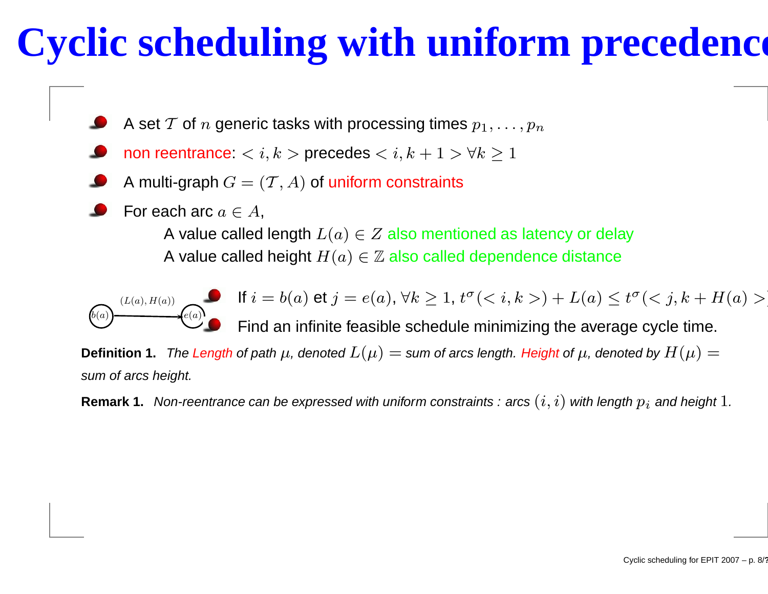# Cyclic scheduling with uniform precedence

- A set $\mathcal{T}$ of $n$ generic tasks with processing times $p_1, \ldots, p_n$
- non reentrance: $< i, k >$ precedes $< i, k+1 > \forall k \geq 1$
- A multi-graph $G = (\mathcal{T}, A)$ of uniform constraints
- For each arc $a \in A$,
  - A value called length $L(a) \in Z$ also mentioned as latency or delay
  - A value called height $H(a) \in \mathbb{Z}$ also called dependence distance

$(L(a), H(a))$: $b(a) \rightarrow e(a)$

- If $i = b(a)$ et $j = e(a)$, $\forall k \geq 1$, $t^\sigma(< i, k >) + L(a) \leq t^\sigma(< j, k + H(a) >)$
- Find an infinite feasible schedule minimizing the average cycle time.

**Definition 1.** *The Length of path $\mu$, denoted $L(\mu) =$ sum of arcs length. Height of $\mu$, denoted by $H(\mu) =$ sum of arcs height.*

**Remark 1.** *Non-reentrance can be expressed with uniform constraints : arcs $(i, i)$ with length $p_i$ and height $1$.*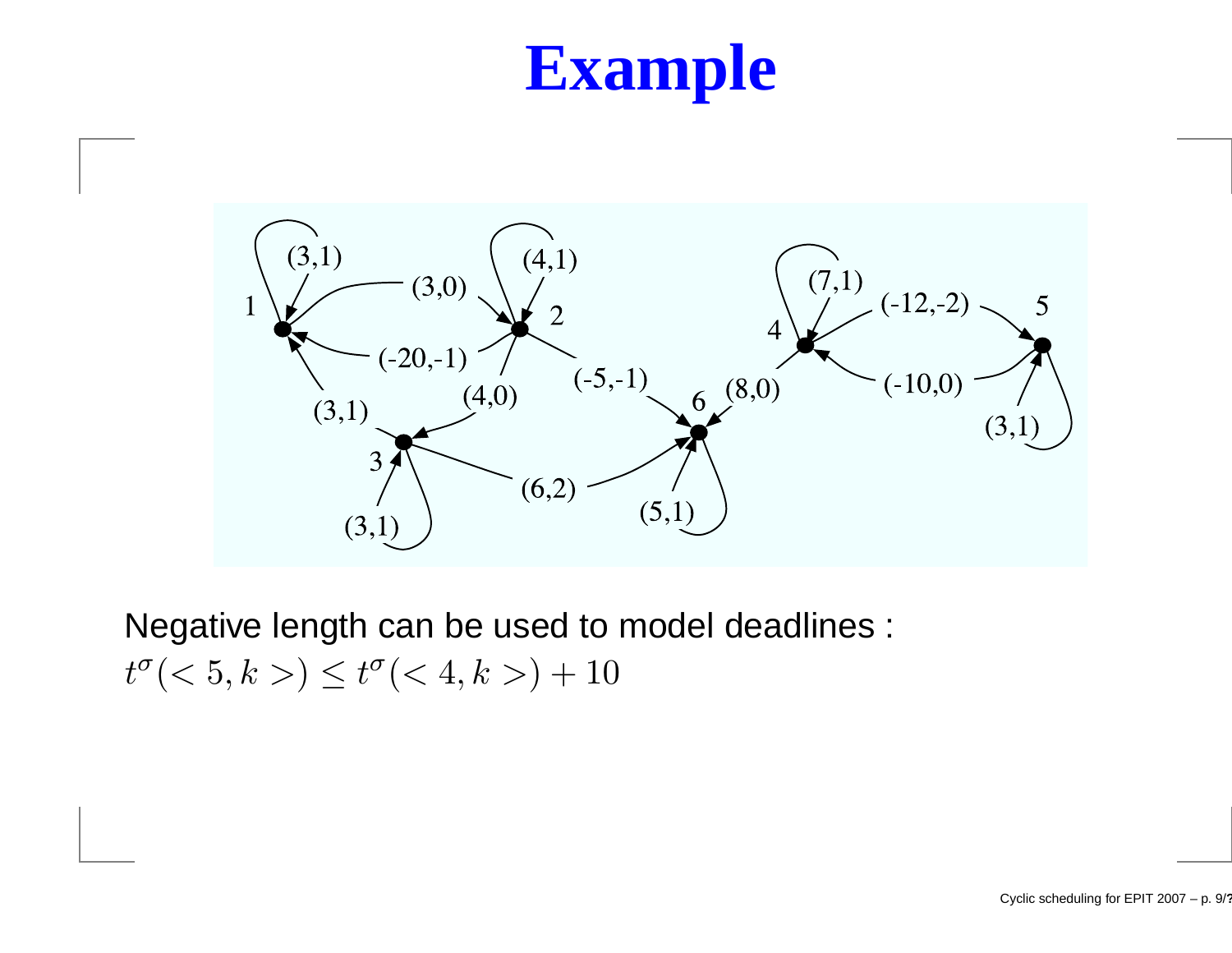# Example

Negative length can be used to model deadlines :
$t^{\sigma}(< 5, k >) \leq t^{\sigma}(< 4, k >) + 10$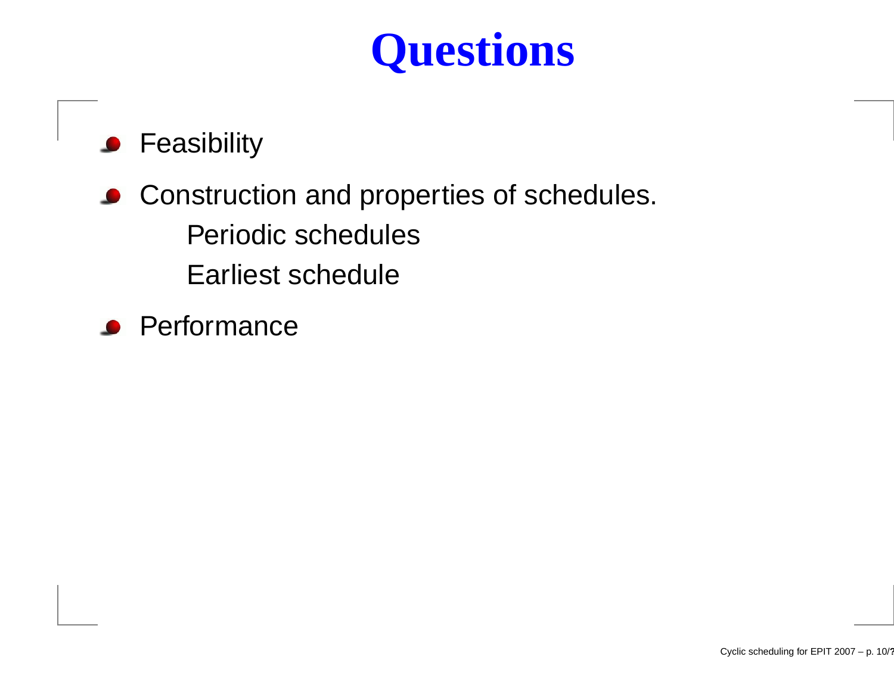# Questions

- Feasibility
- Construction and properties of schedules.
  - Periodic schedules
  - Earliest schedule
- Performance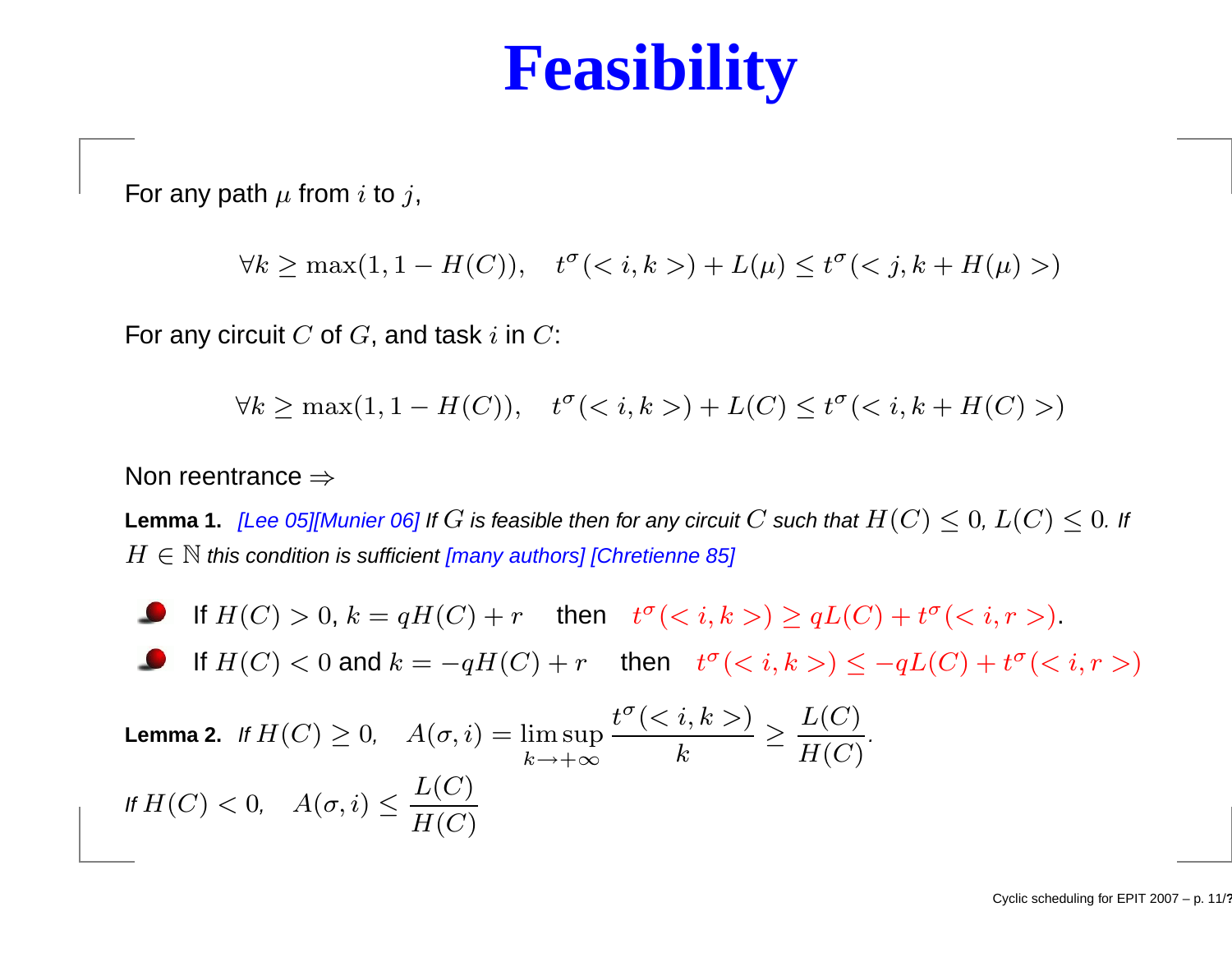# Feasibility

For any path $\mu$ from $i$ to $j$,

$$\forall k \geq \max(1, 1 - H(C)), \quad t^{\sigma}(< i, k >) + L(\mu) \leq t^{\sigma}(< j, k + H(\mu) >)$$

For any circuit $C$ of $G$, and task $i$ in $C$:

$$\forall k \geq \max(1, 1 - H(C)), \quad t^{\sigma}(< i, k >) + L(C) \leq t^{\sigma}(< i, k + H(C) >)$$

Non reentrance $\Rightarrow$

**Lemma 1.** *[Lee 05][Munier 06] If $G$ is feasible then for any circuit $C$ such that $H(C) \leq 0$, $L(C) \leq 0$. If $H \in \mathbb{N}$ this condition is sufficient [many authors] [Chretienne 85]*

- If $H(C) > 0$, $k = qH(C) + r$ then $t^{\sigma}(< i, k >) \geq qL(C) + t^{\sigma}(< i, r >)$.
- If $H(C) < 0$ and $k = -qH(C) + r$ then $t^{\sigma}(< i, k >) \leq -qL(C) + t^{\sigma}(< i, r >)$

**Lemma 2.** *If $H(C) \geq 0$,* $A(\sigma, i) = \limsup_{k \to +\infty} \frac{t^{\sigma}(< i, k >)}{k} \geq \frac{L(C)}{H(C)}$.

*If $H(C) < 0$,* $A(\sigma, i) \leq \frac{L(C)}{H(C)}$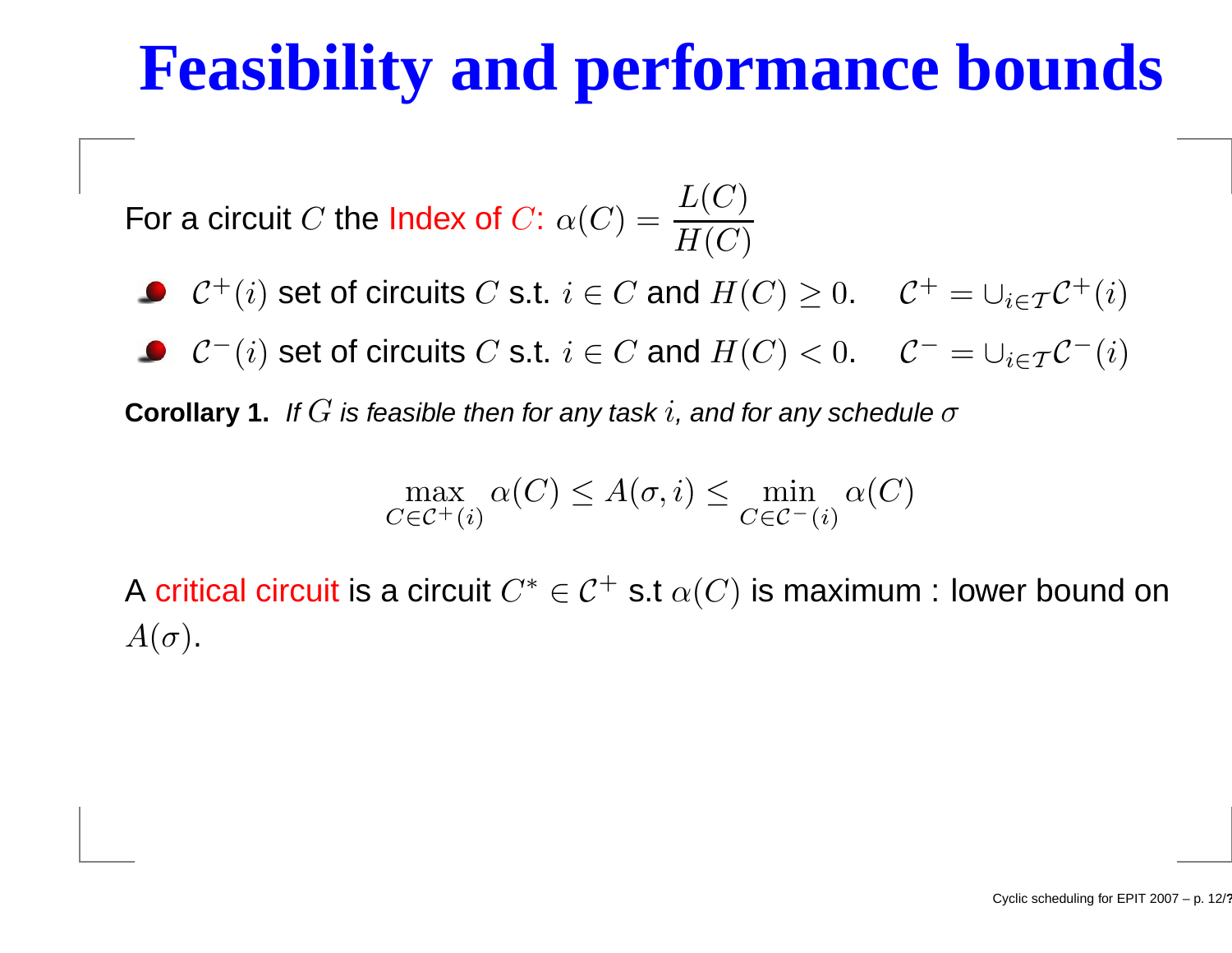# Feasibility and performance bounds

For a circuit $C$ the Index of $C$: $\alpha(C) = \dfrac{L(C)}{H(C)}$

- $\mathcal{C}^+(i)$ set of circuits $C$ s.t. $i \in C$ and $H(C) \geq 0$. $\quad \mathcal{C}^+ = \cup_{i \in \mathcal{T}} \mathcal{C}^+(i)$
- $\mathcal{C}^-(i)$ set of circuits $C$ s.t. $i \in C$ and $H(C) < 0$. $\quad \mathcal{C}^- = \cup_{i \in \mathcal{T}} \mathcal{C}^-(i)$

**Corollary 1.** *If $G$ is feasible then for any task $i$, and for any schedule $\sigma$*

$$\max_{C \in \mathcal{C}^+(i)} \alpha(C) \leq A(\sigma, i) \leq \min_{C \in \mathcal{C}^-(i)} \alpha(C)$$

A critical circuit is a circuit $C^* \in \mathcal{C}^+$ s.t $\alpha(C)$ is maximum : lower bound on $A(\sigma)$.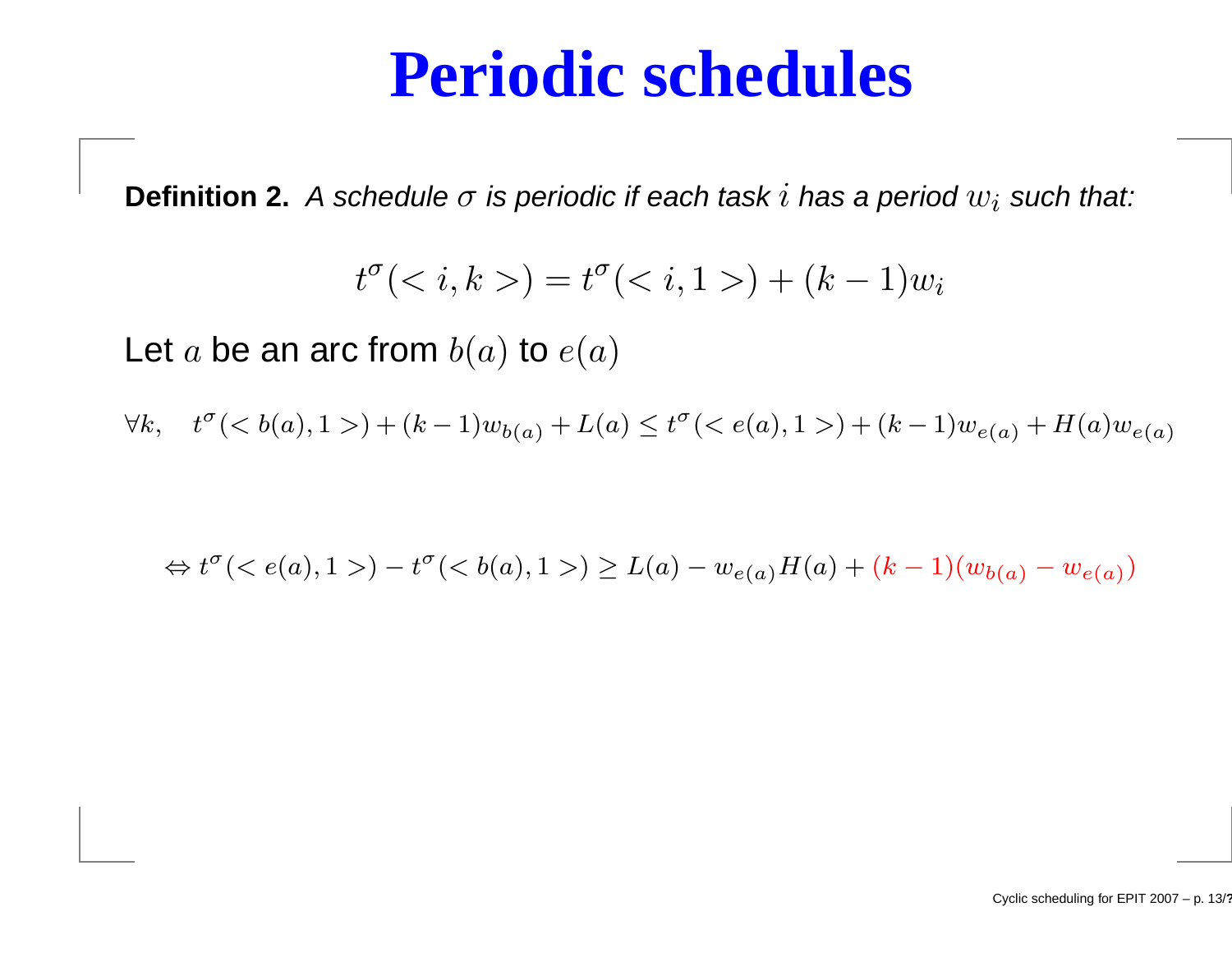# Periodic schedules

**Definition 2.** *A schedule $\sigma$ is periodic if each task $i$ has a period $w_i$ such that:*

$$t^\sigma(< i, k >) = t^\sigma(< i, 1 >) + (k-1)w_i$$

Let $a$ be an arc from $b(a)$ to $e(a)$

$$\forall k, \quad t^\sigma(< b(a), 1 >) + (k-1)w_{b(a)} + L(a) \leq t^\sigma(< e(a), 1 >) + (k-1)w_{e(a)} + H(a)w_{e(a)}$$

$$\Leftrightarrow t^\sigma(< e(a), 1 >) - t^\sigma(< b(a), 1 >) \geq L(a) - w_{e(a)}H(a) + (k-1)(w_{b(a)} - w_{e(a)})$$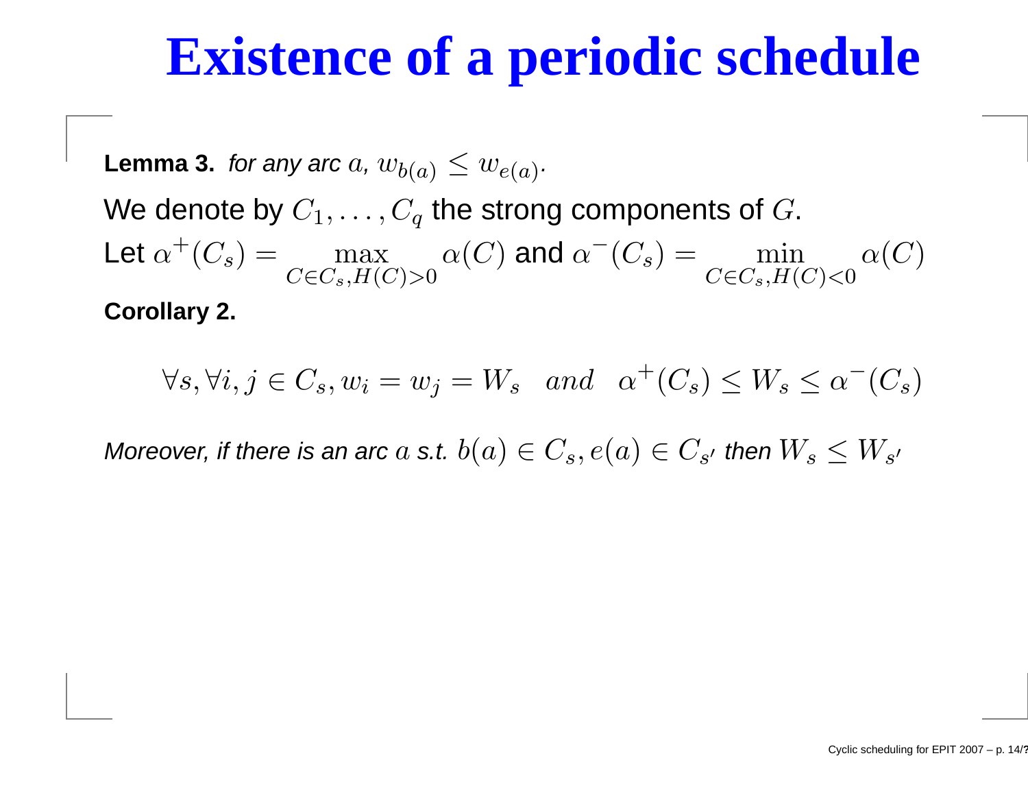# Existence of a periodic schedule

**Lemma 3.** *for any arc $a$, $w_{b(a)} \leq w_{e(a)}$.*

We denote by $C_1, \ldots, C_q$ the strong components of $G$.

Let $\alpha^+(C_s) = \max_{C \in C_s, H(C) > 0} \alpha(C)$ and $\alpha^-(C_s) = \min_{C \in C_s, H(C) < 0} \alpha(C)$

**Corollary 2.**

$$\forall s, \forall i, j \in C_s, w_i = w_j = W_s \quad and \quad \alpha^+(C_s) \leq W_s \leq \alpha^-(C_s)$$

*Moreover, if there is an arc $a$ s.t. $b(a) \in C_s, e(a) \in C_{s'}$ then $W_s \leq W_{s'}$*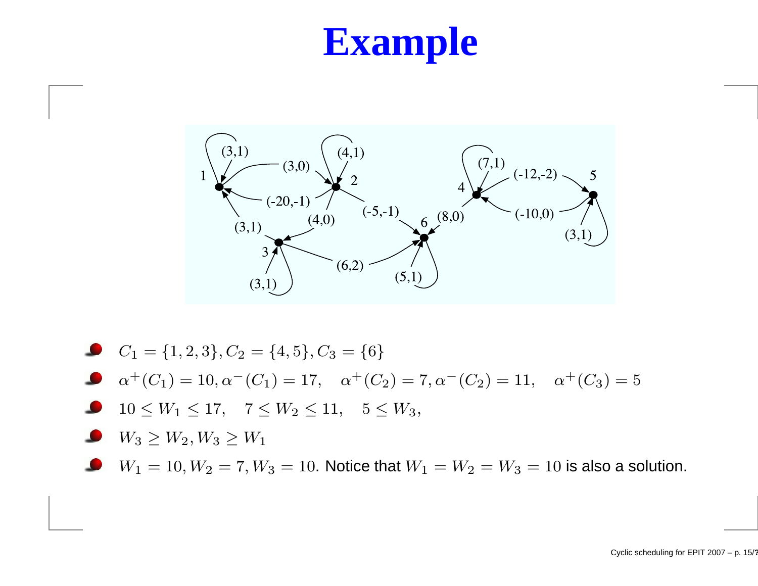# Example

- $C_1 = \{1, 2, 3\}, C_2 = \{4, 5\}, C_3 = \{6\}$
- $\alpha^+(C_1) = 10, \alpha^-(C_1) = 17, \quad \alpha^+(C_2) = 7, \alpha^-(C_2) = 11, \quad \alpha^+(C_3) = 5$
- $10 \leq W_1 \leq 17, \quad 7 \leq W_2 \leq 11, \quad 5 \leq W_3,$
- $W_3 \geq W_2, W_3 \geq W_1$
- $W_1 = 10, W_2 = 7, W_3 = 10$. Notice that $W_1 = W_2 = W_3 = 10$ is also a solution.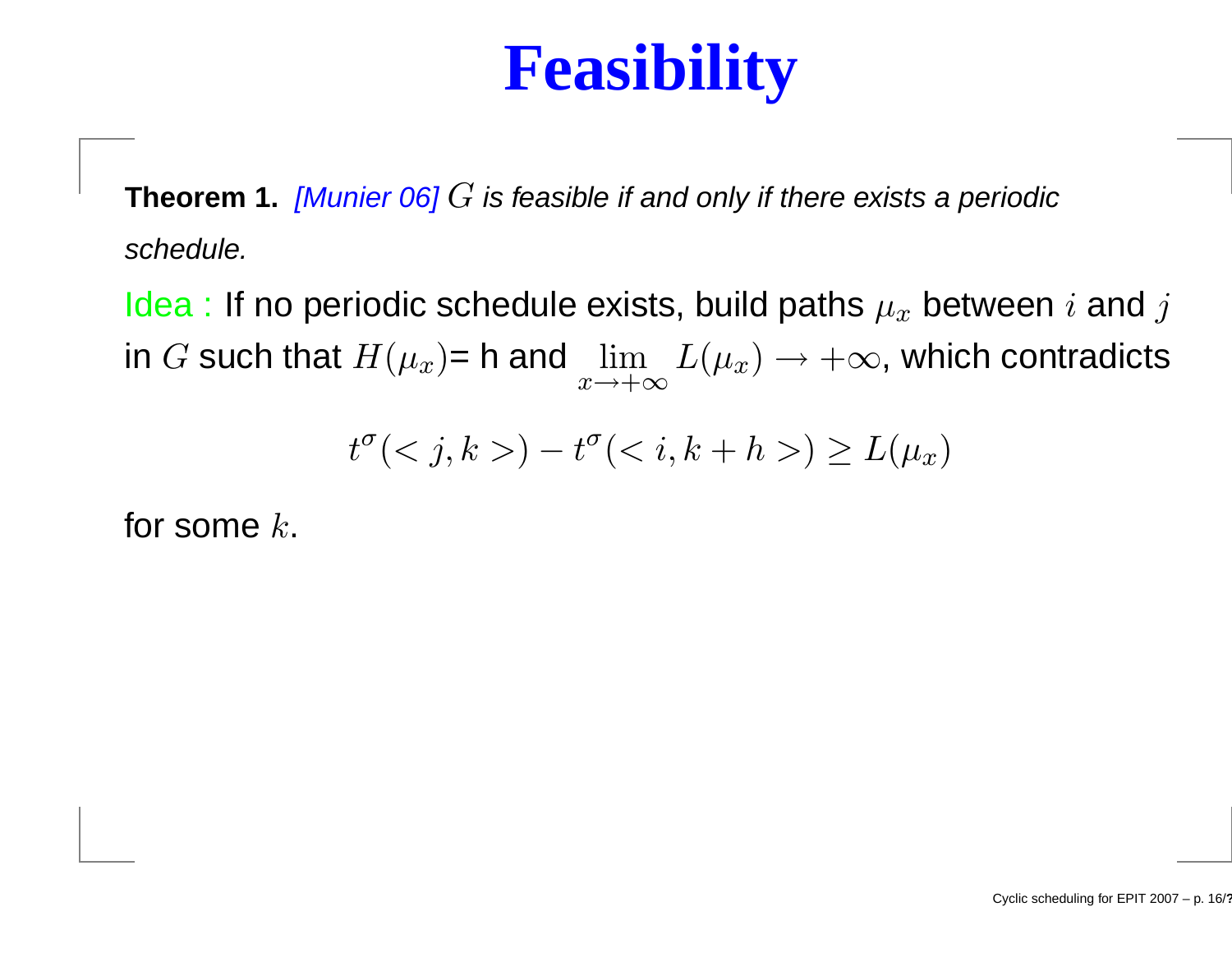# Feasibility

**Theorem 1.** *[Munier 06] $G$ is feasible if and only if there exists a periodic schedule.*

Idea : If no periodic schedule exists, build paths $\mu_x$ between $i$ and $j$ in $G$ such that $H(\mu_x)$= h and $\lim_{x \to +\infty} L(\mu_x) \to +\infty$, which contradicts

$$t^\sigma(< j, k >) - t^\sigma(< i, k + h >) \geq L(\mu_x)$$

for some $k$.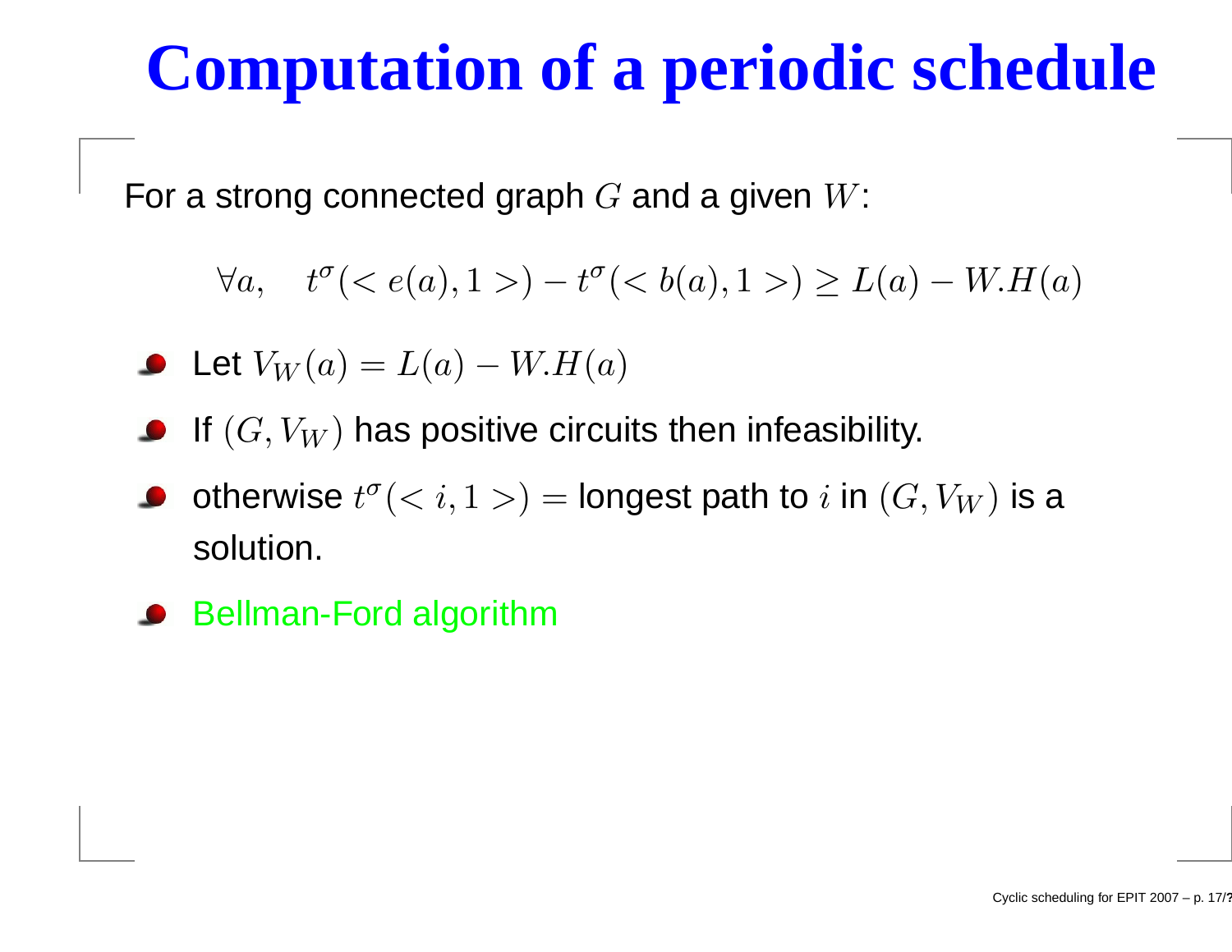# Computation of a periodic schedule

For a strong connected graph $G$ and a given $W$:

$$\forall a, \quad t^\sigma(< e(a), 1 >) - t^\sigma(< b(a), 1 >) \geq L(a) - W.H(a)$$

- Let $V_W(a) = L(a) - W.H(a)$
- If $(G, V_W)$ has positive circuits then infeasibility.
- otherwise $t^\sigma(< i, 1 >) =$ longest path to $i$ in $(G, V_W)$ is a solution.
- Bellman-Ford algorithm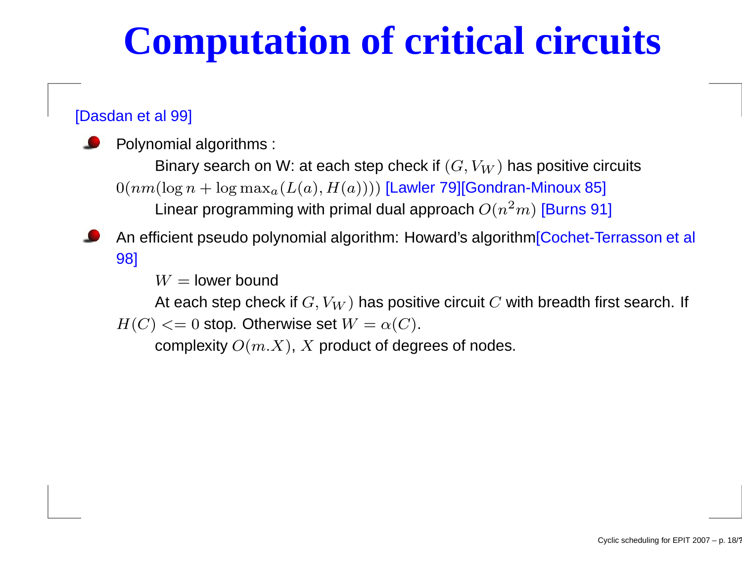# Computation of critical circuits

[Dasdan et al 99]

- Polynomial algorithms :

  Binary search on W: at each step check if $(G, V_W)$ has positive circuits $0(nm(\log n + \log \max_a(L(a), H(a))))$ [Lawler 79][Gondran-Minoux 85]

  Linear programming with primal dual approach $O(n^2 m)$ [Burns 91]

- An efficient pseudo polynomial algorithm: Howard's algorithm[Cochet-Terrasson et al 98]

  $W =$ lower bound

  At each step check if $G, V_W)$ has positive circuit $C$ with breadth first search. If $H(C) <= 0$ stop. Otherwise set $W = \alpha(C)$.

  complexity $O(m.X)$, $X$ product of degrees of nodes.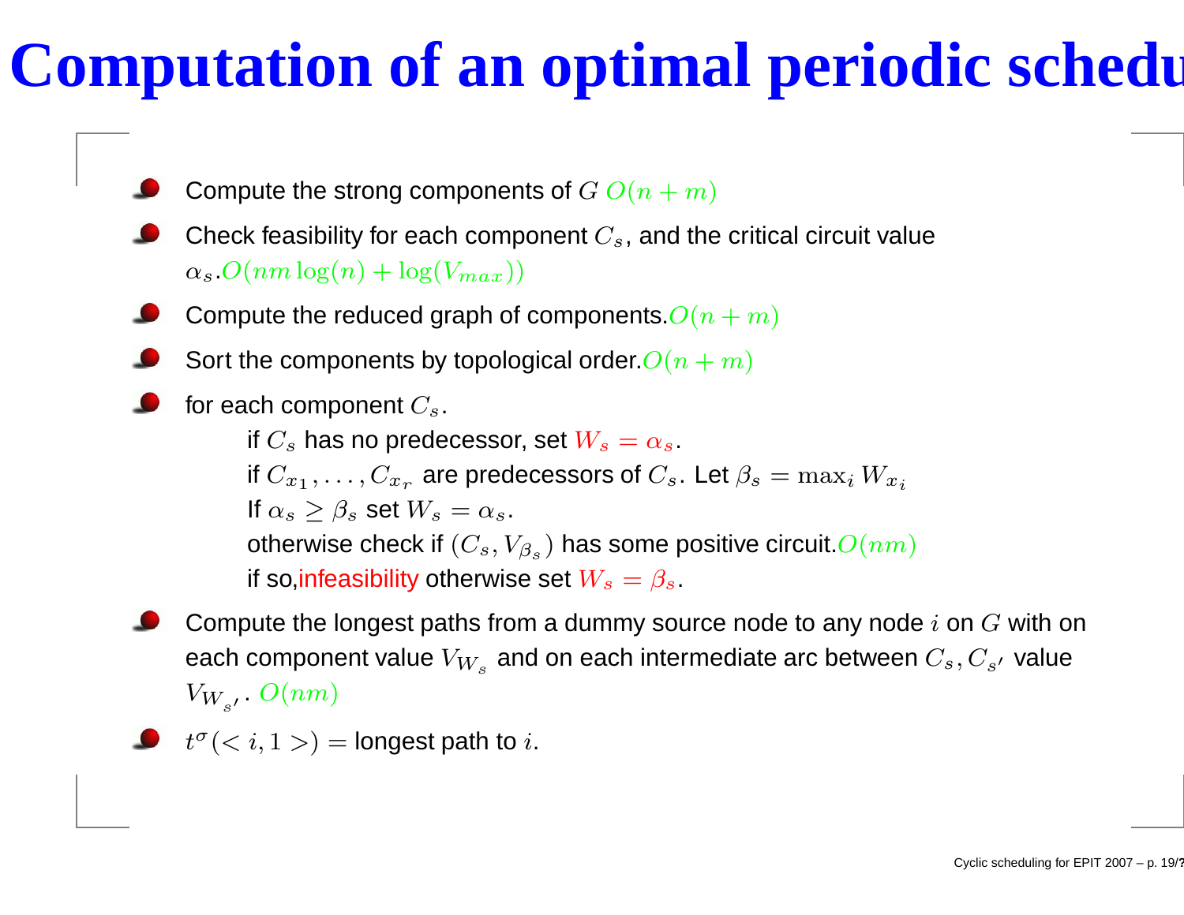# Computation of an optimal periodic schedu

- Compute the strong components of $G$ $O(n+m)$
- Check feasibility for each component $C_s$, and the critical circuit value $\alpha_s$.$O(nm\log(n)+\log(V_{max}))$
- Compute the reduced graph of components.$O(n+m)$
- Sort the components by topological order.$O(n+m)$
- for each component $C_s$.

  if $C_s$ has no predecessor, set $W_s = \alpha_s$.

  if $C_{x_1}, \ldots, C_{x_r}$ are predecessors of $C_s$. Let $\beta_s = \max_i W_{x_i}$

  If $\alpha_s \geq \beta_s$ set $W_s = \alpha_s$.

  otherwise check if $(C_s, V_{\beta_s})$ has some positive circuit.$O(nm)$

  if so,infeasibility otherwise set $W_s = \beta_s$.
- Compute the longest paths from a dummy source node to any node $i$ on $G$ with on each component value $V_{W_s}$ and on each intermediate arc between $C_s, C_{s'}$ value $V_{W_{s'}}$. $O(nm)$
- $t^\sigma(<i,1>) =$ longest path to $i$.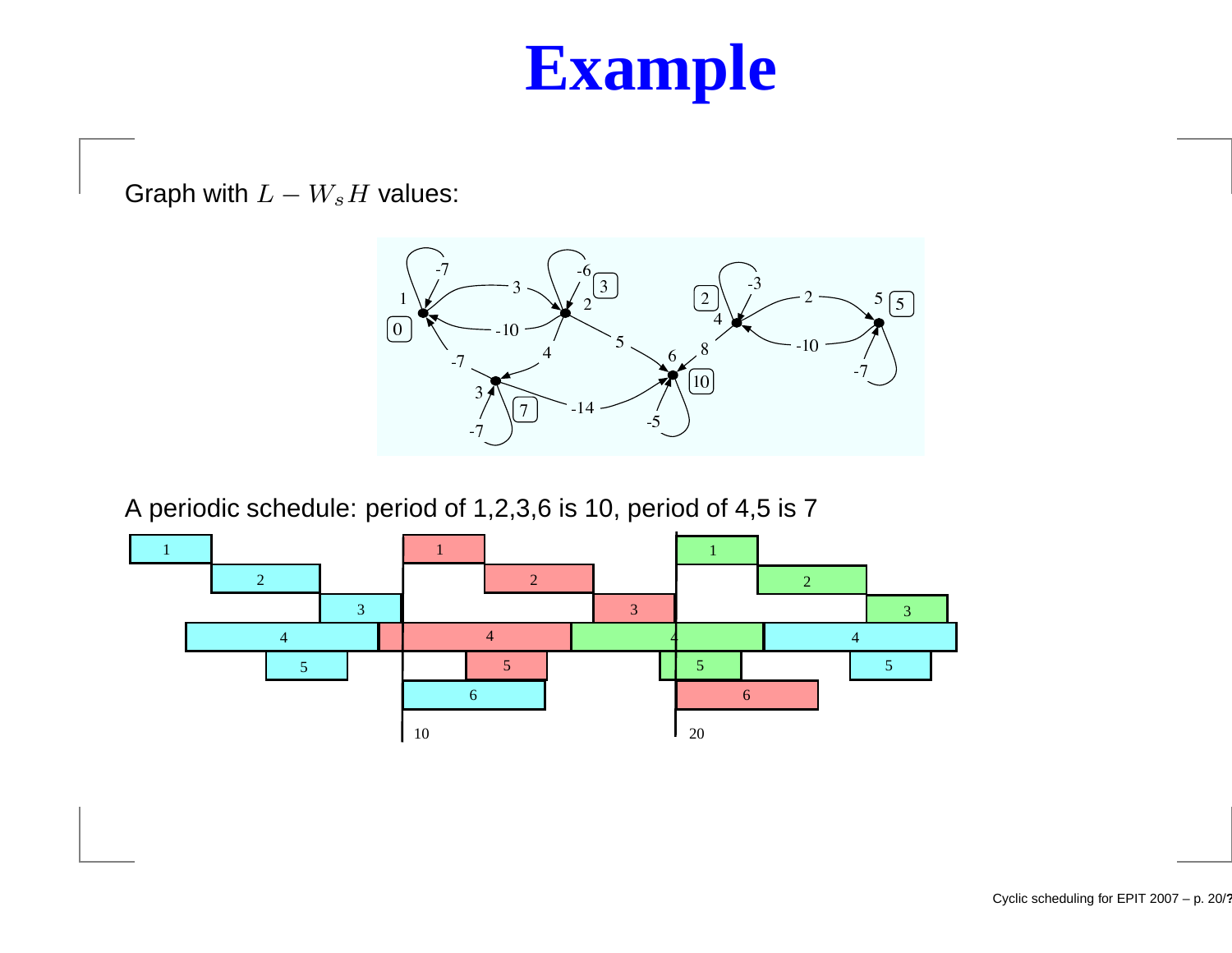# Example

Graph with $L - W_s H$ values:

A periodic schedule: period of 1,2,3,6 is 10, period of 4,5 is 7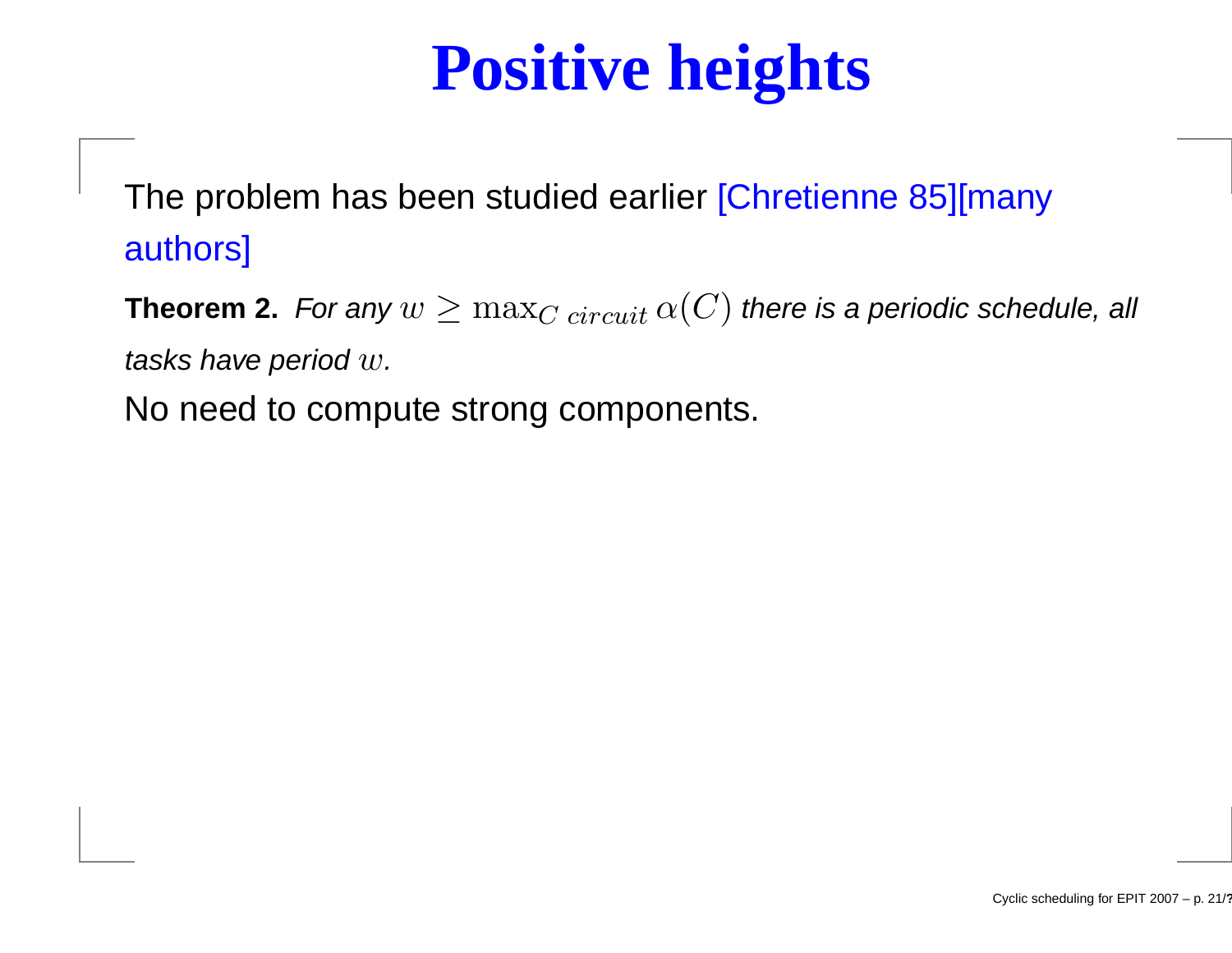# Positive heights

The problem has been studied earlier [Chretienne 85][many authors]

**Theorem 2.** *For any $w \geq \max_{C\ circuit} \alpha(C)$ there is a periodic schedule, all tasks have period $w$.*

No need to compute strong components.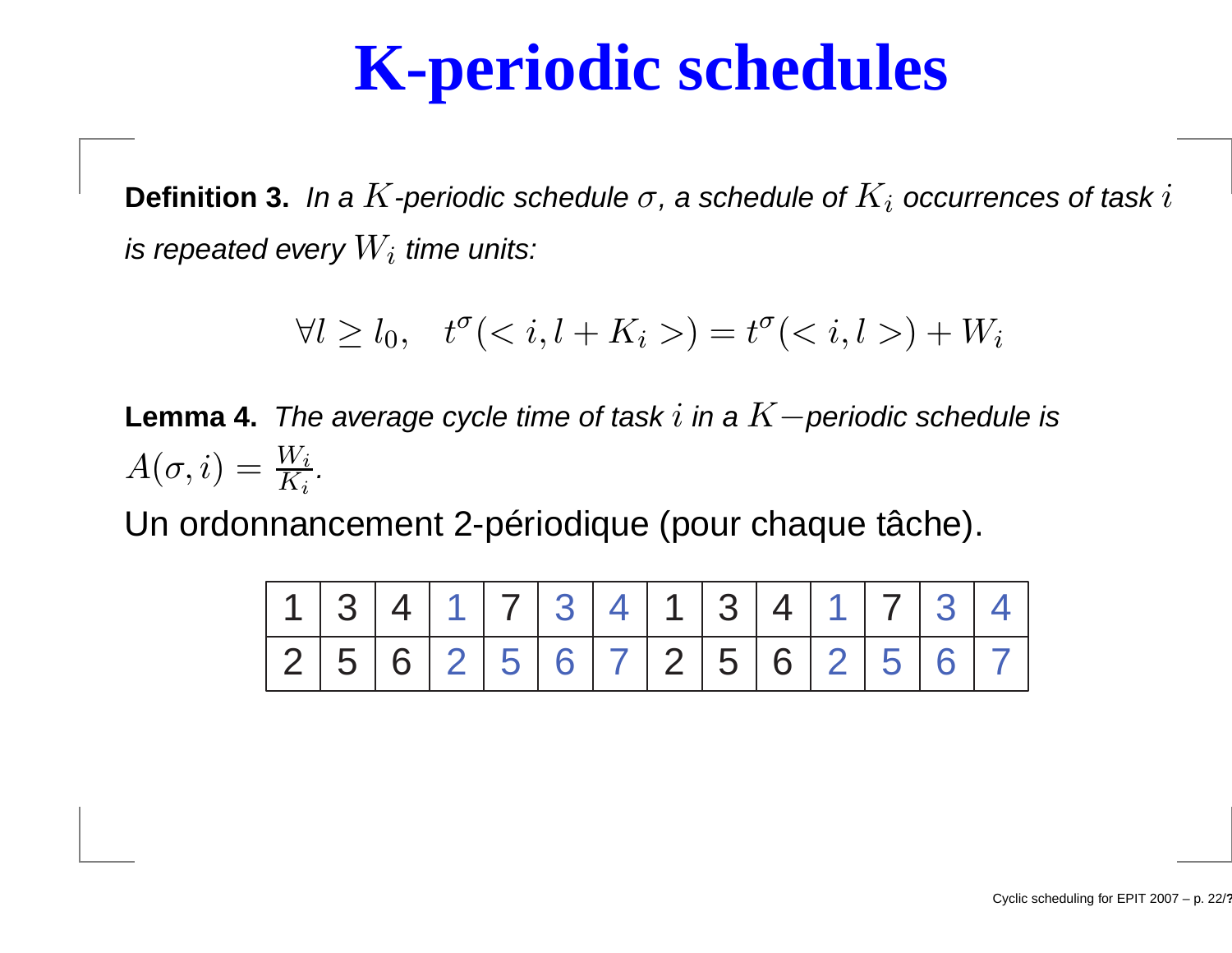# K-periodic schedules

**Definition 3.** *In a $K$-periodic schedule $\sigma$, a schedule of $K_i$ occurrences of task $i$ is repeated every $W_i$ time units:*

$$\forall l \geq l_0, \quad t^{\sigma}(< i, l + K_i >) = t^{\sigma}(< i, l >) + W_i$$

**Lemma 4.** *The average cycle time of task $i$ in a $K-$periodic schedule is $A(\sigma, i) = \frac{W_i}{K_i}$.*

Un ordonnancement 2-périodique (pour chaque tâche).

| 1 | 3 | 4 | 1 | 7 | 3 | 4 | 1 | 3 | 4 | 1 | 7 | 3 | 4 |
|---|---|---|---|---|---|---|---|---|---|---|---|---|---|
| 2 | 5 | 6 | 2 | 5 | 6 | 7 | 2 | 5 | 6 | 2 | 5 | 6 | 7 |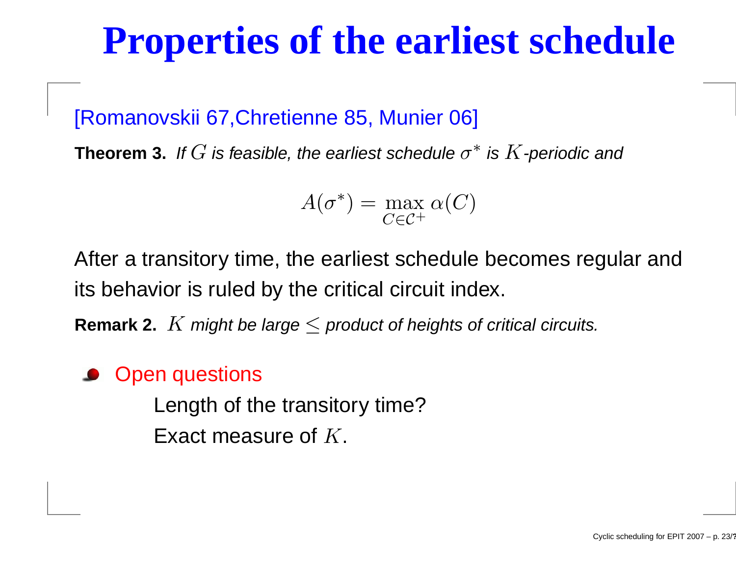# Properties of the earliest schedule

[Romanovskii 67,Chretienne 85, Munier 06]

**Theorem 3.** *If $G$ is feasible, the earliest schedule $\sigma^*$ is $K$-periodic and*

$$A(\sigma^*) = \max_{C \in \mathcal{C}^+} \alpha(C)$$

After a transitory time, the earliest schedule becomes regular and its behavior is ruled by the critical circuit index.

**Remark 2.** *$K$ might be large $\leq$ product of heights of critical circuits.*

- Open questions

  Length of the transitory time?

  Exact measure of $K$.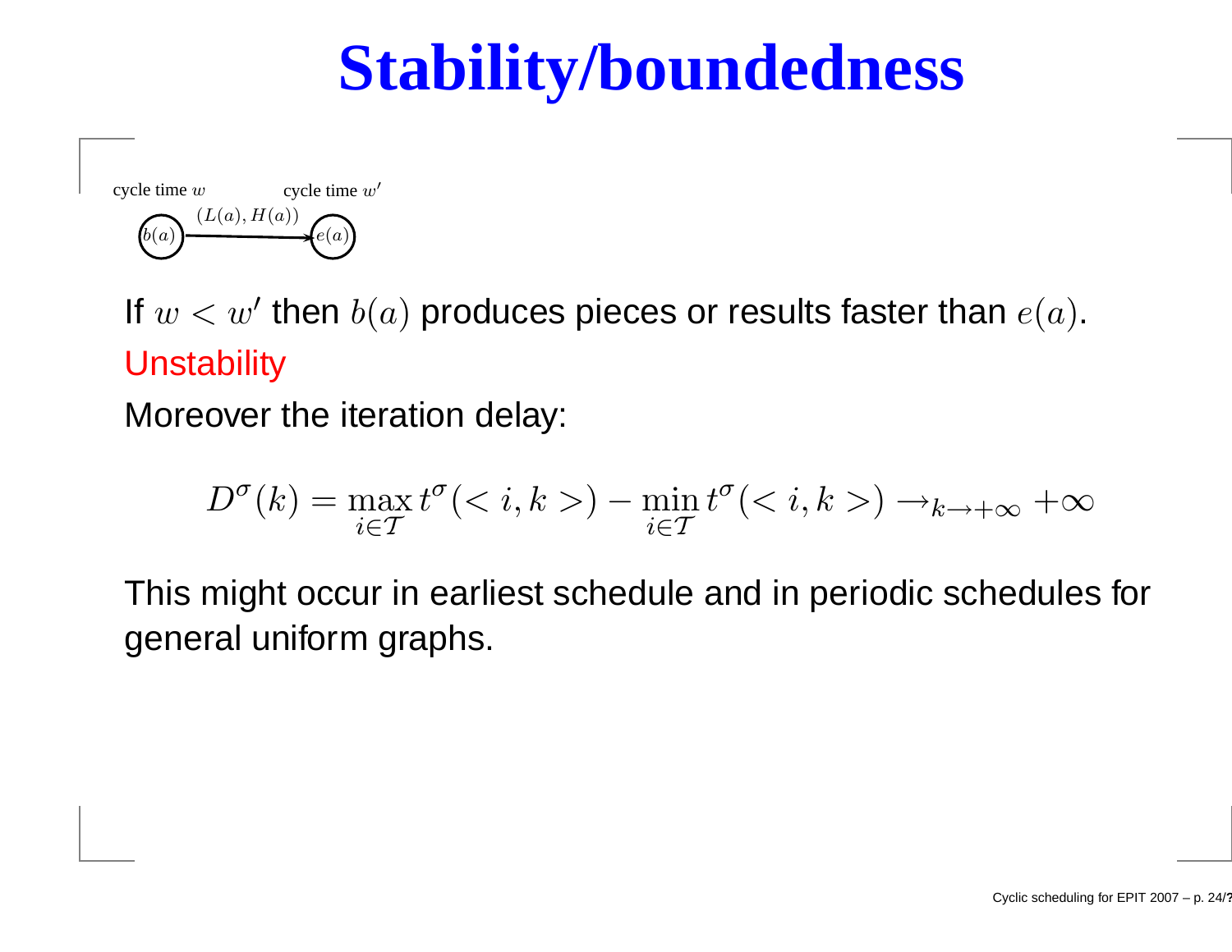# Stability/boundedness

cycle time $w$ cycle time $w'$

$b(a) \xrightarrow{(L(a), H(a))} e(a)$

If $w < w'$ then $b(a)$ produces pieces or results faster than $e(a)$.

Unstability

Moreover the iteration delay:

$$D^\sigma(k) = \max_{i \in \mathcal{T}} t^\sigma(< i, k >) - \min_{i \in \mathcal{T}} t^\sigma(< i, k >) \rightarrow_{k \rightarrow +\infty} +\infty$$

This might occur in earliest schedule and in periodic schedules for general uniform graphs.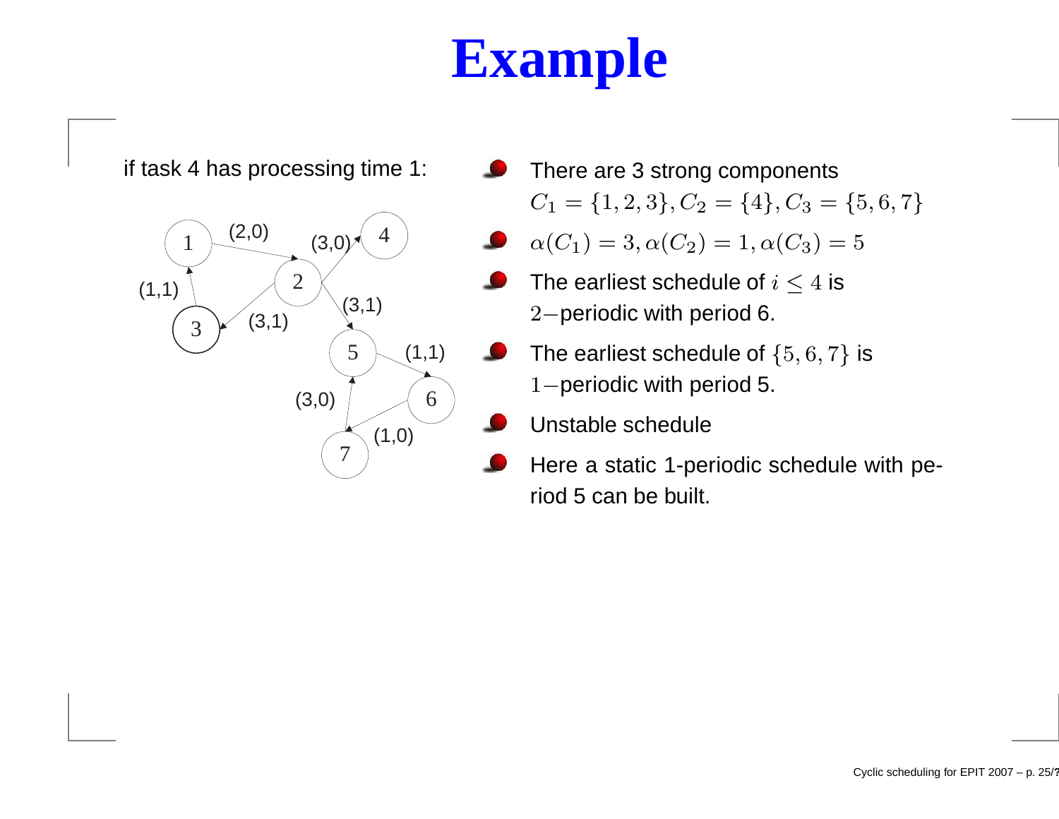# Example

if task 4 has processing time 1:

- There are 3 strong components $C_1 = \{1, 2, 3\}, C_2 = \{4\}, C_3 = \{5, 6, 7\}$
- $\alpha(C_1) = 3, \alpha(C_2) = 1, \alpha(C_3) = 5$
- The earliest schedule of $i \leq 4$ is $2-$periodic with period 6.
- The earliest schedule of $\{5, 6, 7\}$ is $1-$periodic with period 5.
- Unstable schedule
- Here a static 1-periodic schedule with period 5 can be built.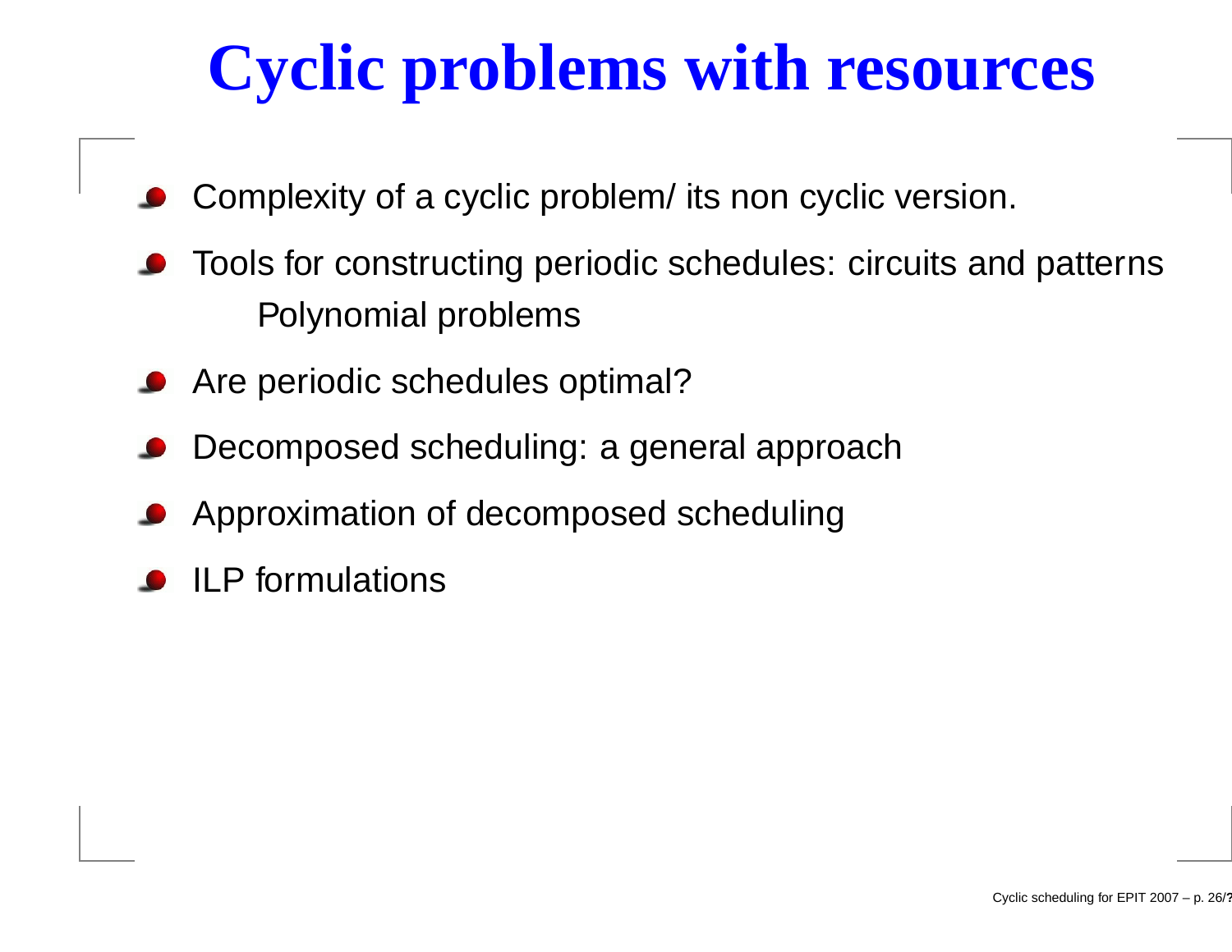# Cyclic problems with resources

- Complexity of a cyclic problem/ its non cyclic version.
- Tools for constructing periodic schedules: circuits and patterns
  Polynomial problems
- Are periodic schedules optimal?
- Decomposed scheduling: a general approach
- Approximation of decomposed scheduling
- ILP formulations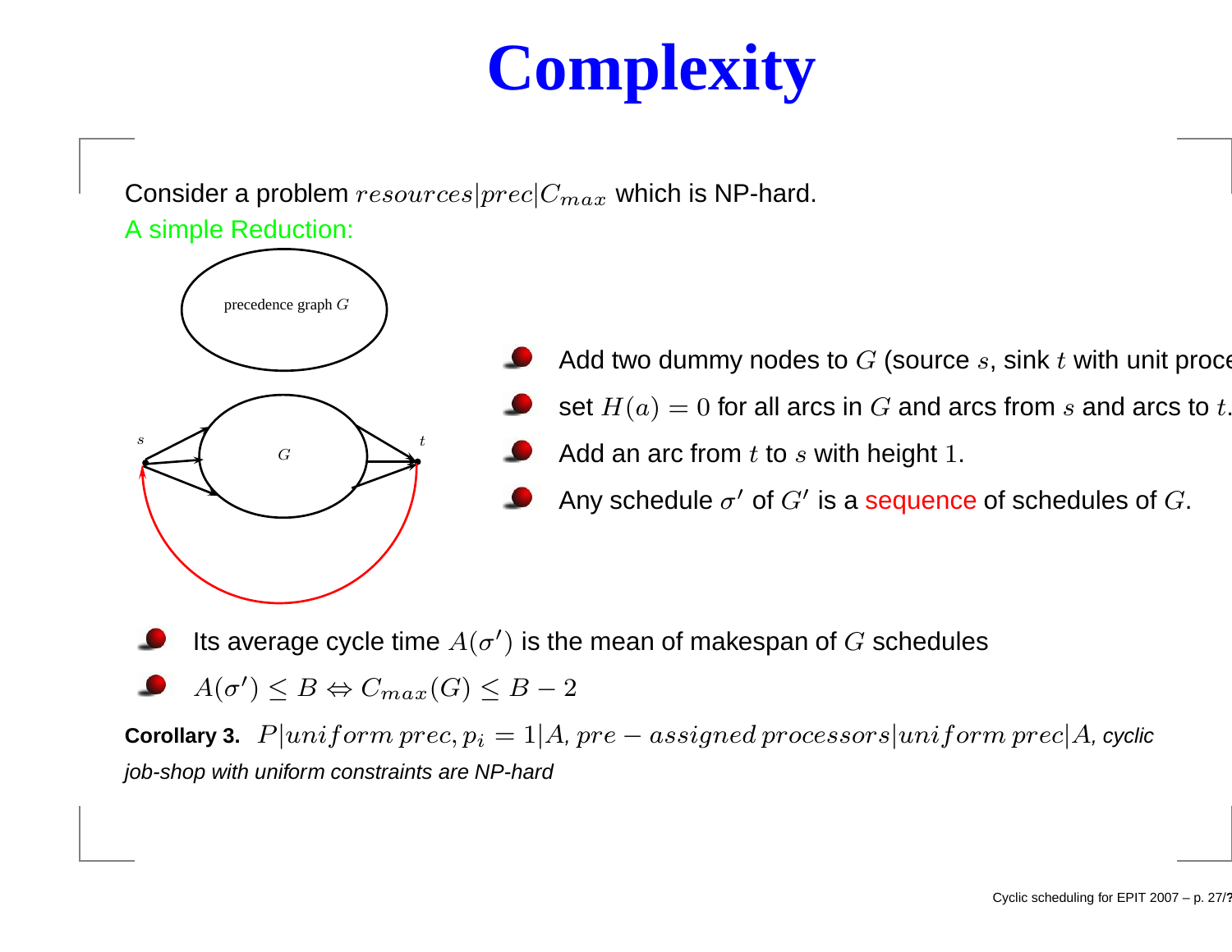# Complexity

Consider a problem $resources|prec|C_{max}$ which is NP-hard.

A simple Reduction:

- Add two dummy nodes to $G$ (source $s$, sink $t$ with unit proce
- set $H(a) = 0$ for all arcs in $G$ and arcs from $s$ and arcs to $t$.
- Add an arc from $t$ to $s$ with height $1$.
- Any schedule $\sigma'$ of $G'$ is a sequence of schedules of $G$.

- Its average cycle time $A(\sigma')$ is the mean of makespan of $G$ schedules
- $A(\sigma') \leq B \Leftrightarrow C_{max}(G) \leq B - 2$

**Corollary 3.** $P|uniform\, prec, p_i = 1|A$, $pre-assigned\, processors|uniform\, prec|A$, *cyclic job-shop with uniform constraints are NP-hard*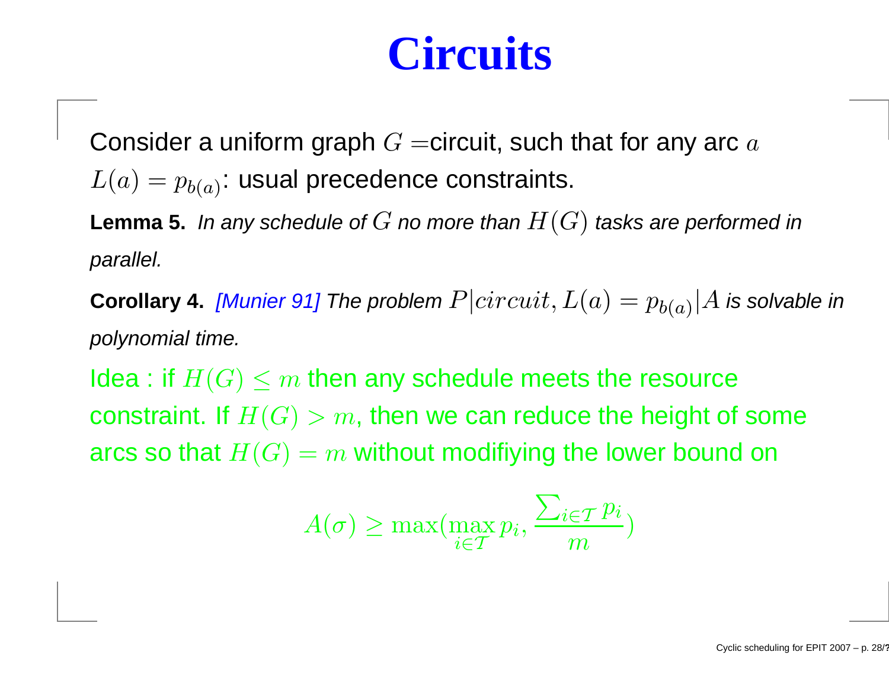# Circuits

Consider a uniform graph $G$ =circuit, such that for any arc $a$ $L(a) = p_{b(a)}$: usual precedence constraints.

**Lemma 5.** *In any schedule of $G$ no more than $H(G)$ tasks are performed in parallel.*

**Corollary 4.** *[Munier 91] The problem $P|circuit, L(a) = p_{b(a)}|A$ is solvable in polynomial time.*

Idea : if $H(G) \leq m$ then any schedule meets the resource constraint. If $H(G) > m$, then we can reduce the height of some arcs so that $H(G) = m$ without modifiying the lower bound on

$$A(\sigma) \geq \max(\max_{i \in \mathcal{T}} p_i, \frac{\sum_{i \in \mathcal{T}} p_i}{m})$$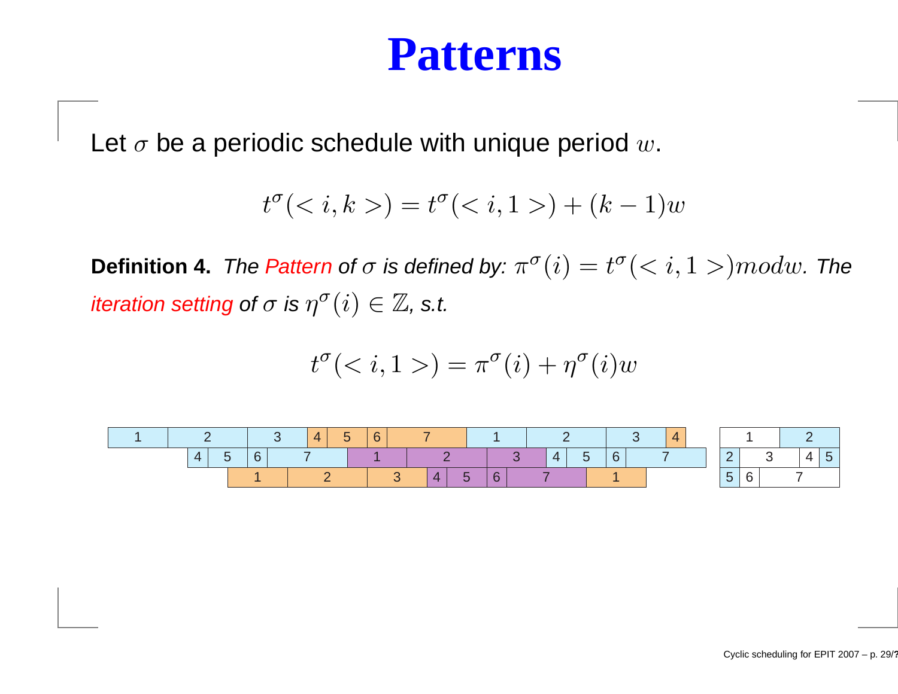# Patterns

Let $\sigma$ be a periodic schedule with unique period $w$.

$$t^\sigma(<i,k>) = t^\sigma(<i,1>) + (k-1)w$$

**Definition 4.** *The Pattern of $\sigma$ is defined by: $\pi^\sigma(i) = t^\sigma(<i,1>) mod w$. The iteration setting of $\sigma$ is $\eta^\sigma(i) \in \mathbb{Z}$, s.t.*

$$t^\sigma(<i,1>) = \pi^\sigma(i) + \eta^\sigma(i)w$$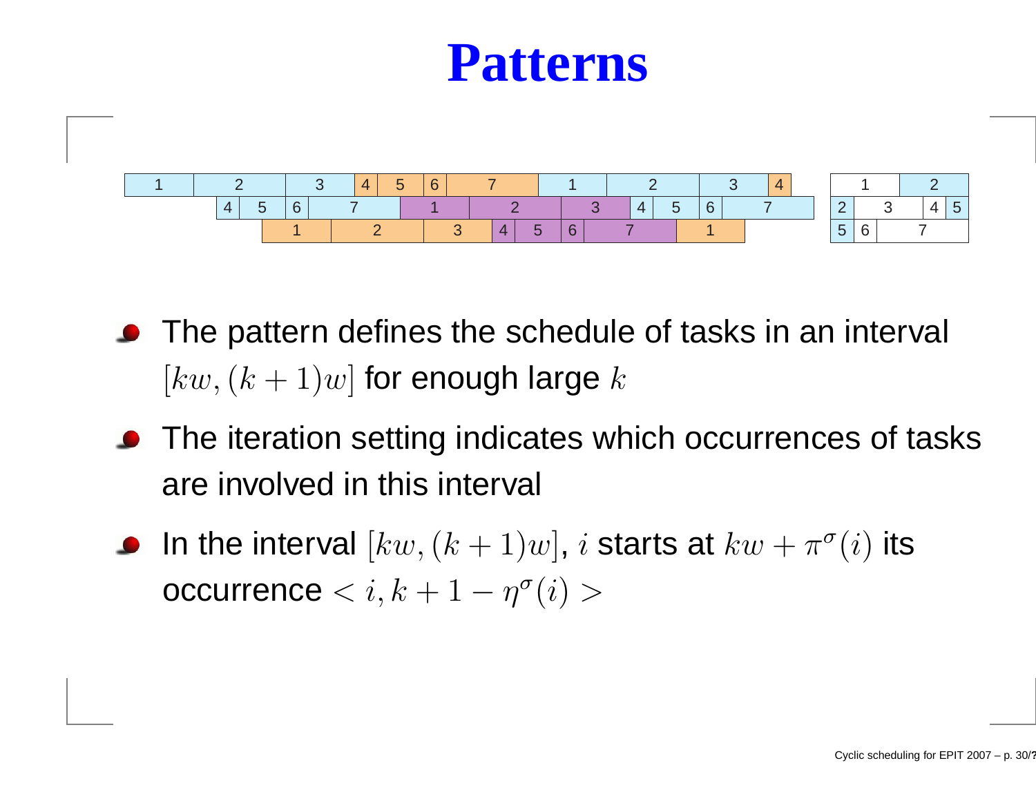# Patterns

- The pattern defines the schedule of tasks in an interval $[kw, (k+1)w]$ for enough large $k$
- The iteration setting indicates which occurrences of tasks are involved in this interval
- In the interval $[kw, (k+1)w]$, $i$ starts at $kw + \pi^{\sigma}(i)$ its occurrence $< i, k+1-\eta^{\sigma}(i) >$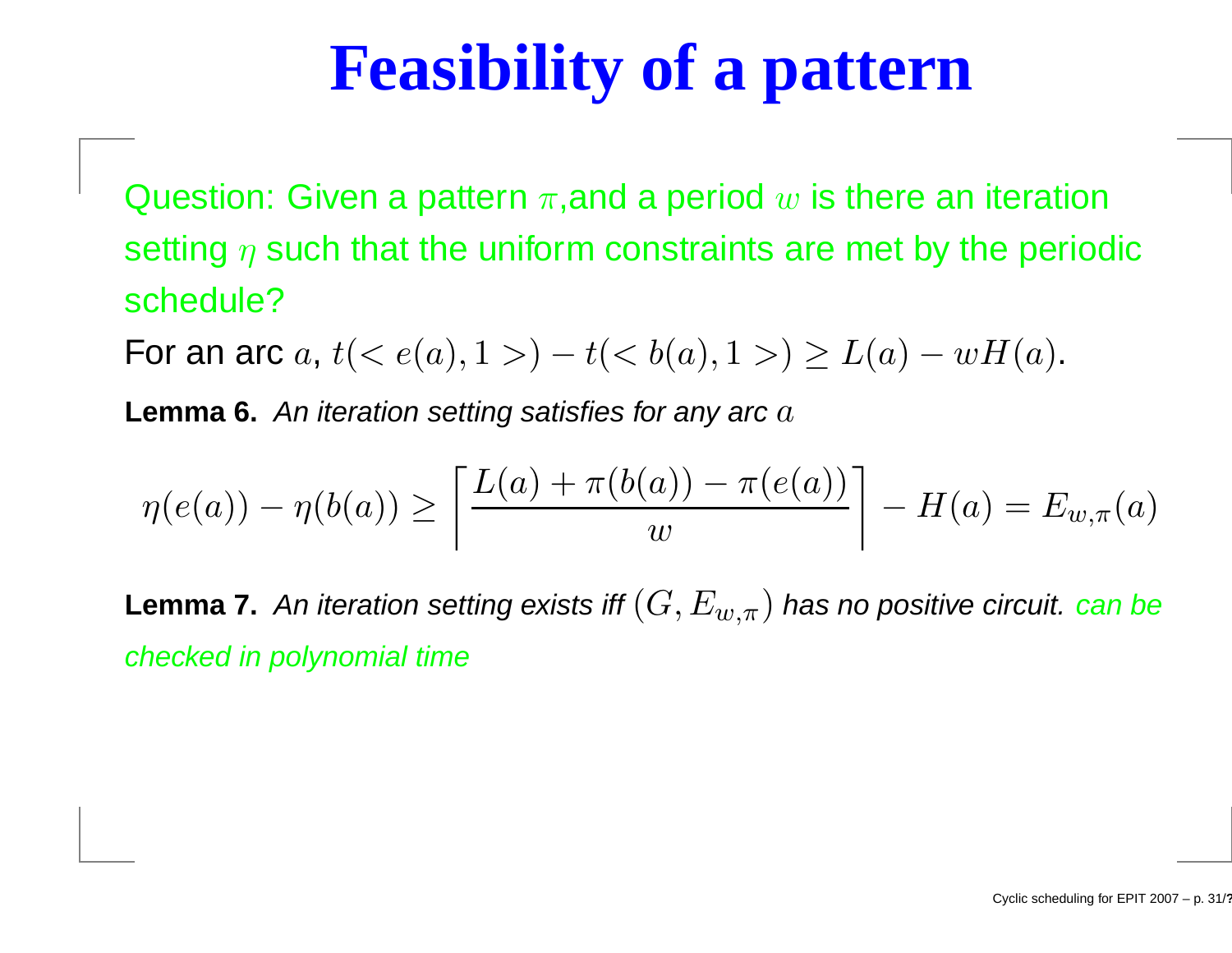# Feasibility of a pattern

Question: Given a pattern $\pi$,and a period $w$ is there an iteration setting $\eta$ such that the uniform constraints are met by the periodic schedule?

For an arc $a$, $t(<e(a), 1>) - t(<b(a), 1>) \geq L(a) - wH(a)$.

**Lemma 6.** *An iteration setting satisfies for any arc $a$*

$$\eta(e(a)) - \eta(b(a)) \geq \left\lceil \frac{L(a) + \pi(b(a)) - \pi(e(a))}{w} \right\rceil - H(a) = E_{w,\pi}(a)$$

**Lemma 7.** *An iteration setting exists iff $(G, E_{w,\pi})$ has no positive circuit. can be checked in polynomial time*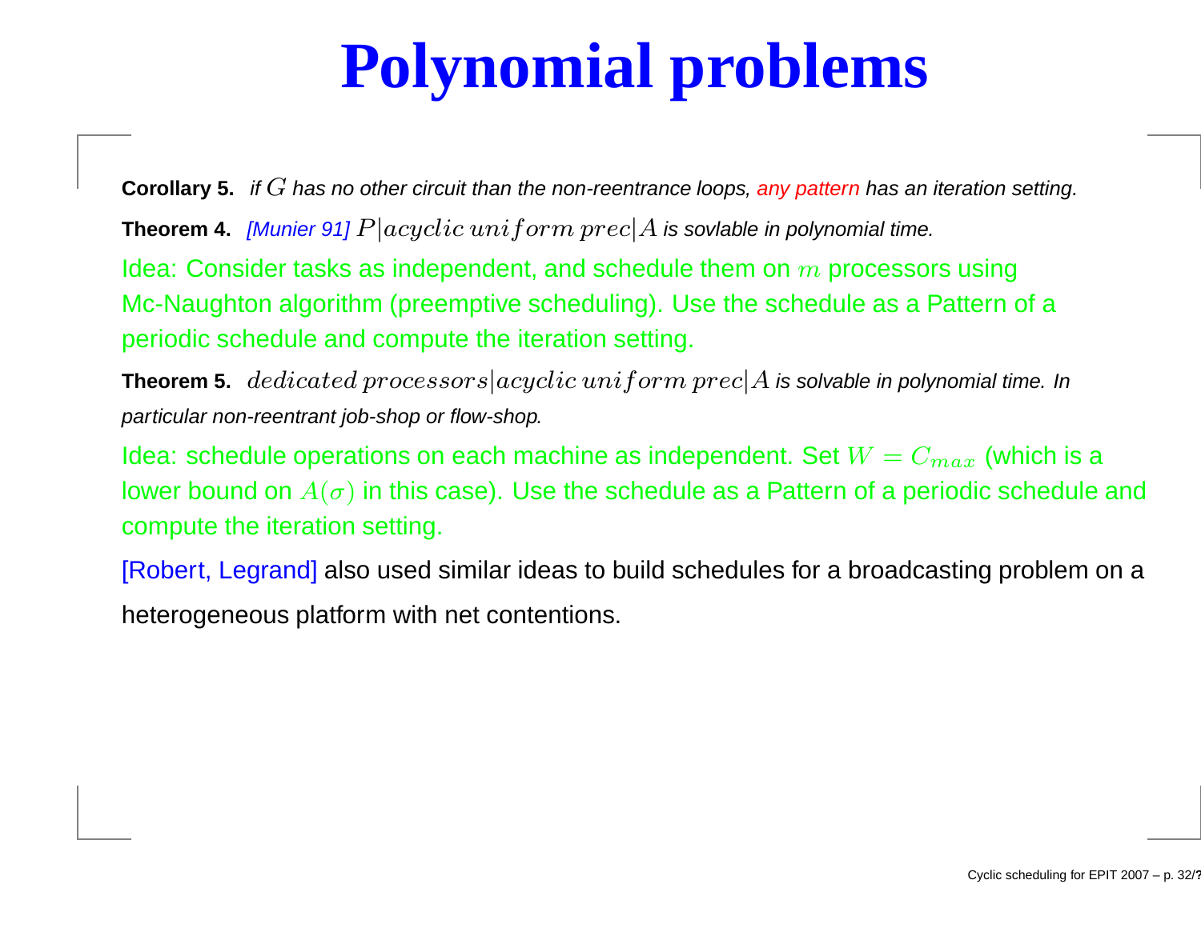# Polynomial problems

**Corollary 5.** *if $G$ has no other circuit than the non-reentrance loops, any pattern has an iteration setting.*

**Theorem 4.** *[Munier 91] $P|acyclic\ uniform\ prec|A$ is sovlable in polynomial time.*

Idea: Consider tasks as independent, and schedule them on $m$ processors using Mc-Naughton algorithm (preemptive scheduling). Use the schedule as a Pattern of a periodic schedule and compute the iteration setting.

**Theorem 5.** *$dedicated\ processors|acyclic\ uniform\ prec|A$ is solvable in polynomial time. In particular non-reentrant job-shop or flow-shop.*

Idea: schedule operations on each machine as independent. Set $W = C_{max}$ (which is a lower bound on $A(\sigma)$ in this case). Use the schedule as a Pattern of a periodic schedule and compute the iteration setting.

[Robert, Legrand] also used similar ideas to build schedules for a broadcasting problem on a heterogeneous platform with net contentions.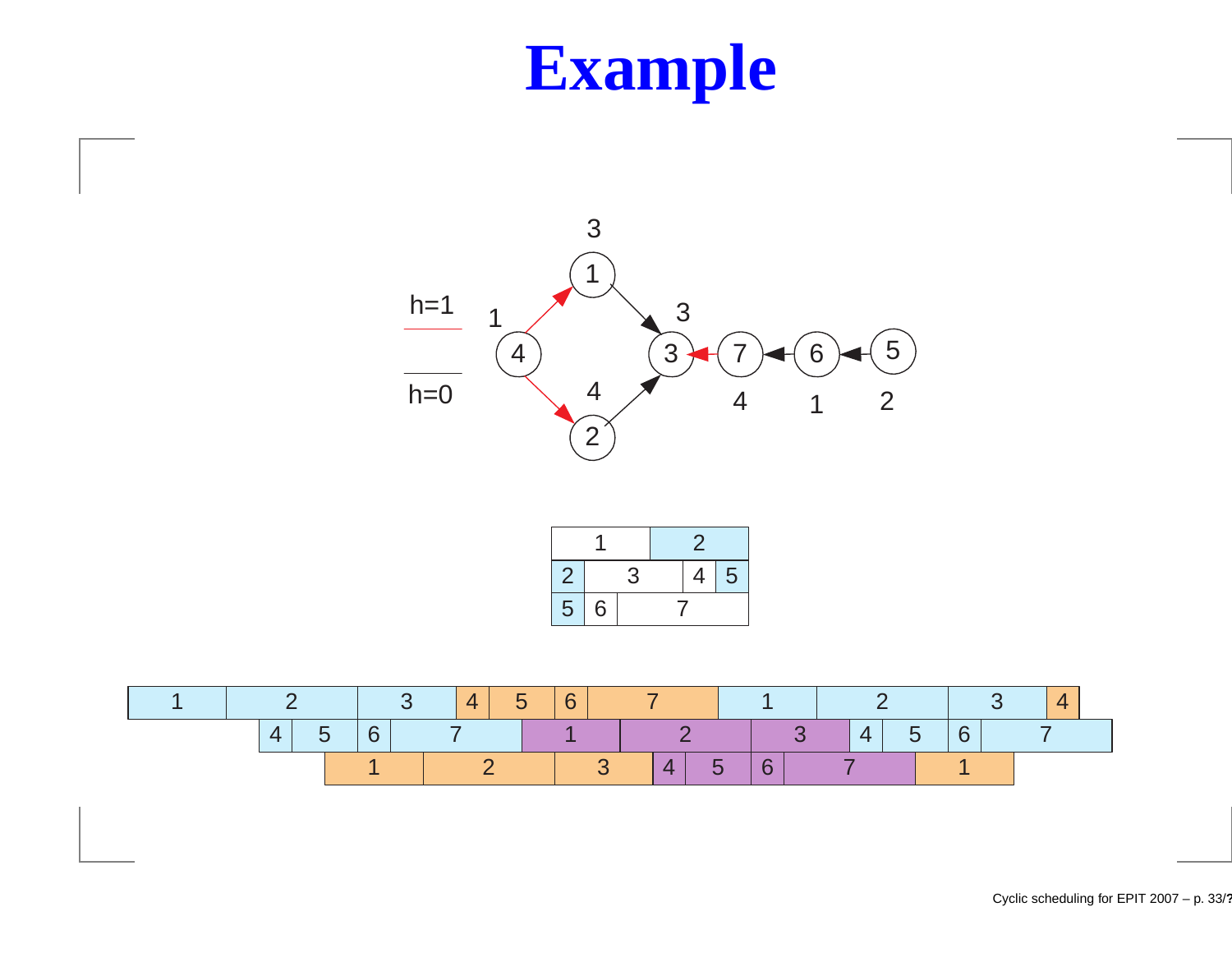# Example

h=1

h=0

| 1 | | | 2 | |
|---|---|---|---|---|
| 2 | 3 | | 4 | 5 |
| 5 | 6 | 7 | | |

| 1 | 2 | 3 | 4 | 5 | 6 | 7 | 1 | 2 | 3 | 4 |
|---|---|---|---|---|---|---|---|---|---|---|
| 4 | 5 | 6 | 7 | 1 | 2 | 3 | 4 | 5 | 6 | 7 |
| 1 | 2 | 3 | 4 | 5 | 6 | 7 | 1 | | | |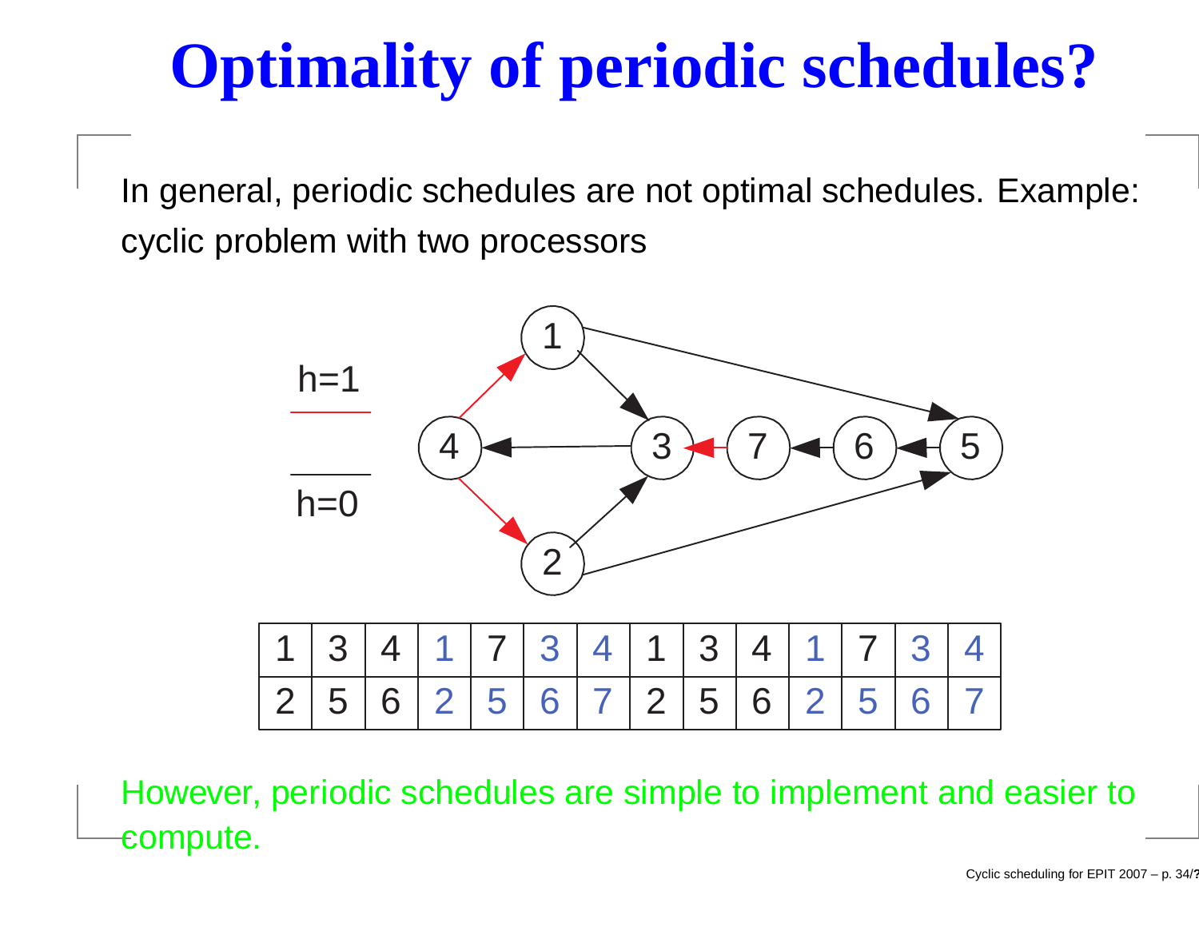# Optimality of periodic schedules?

In general, periodic schedules are not optimal schedules. Example: cyclic problem with two processors

| 1 | 3 | 4 | 1 | 7 | 3 | 4 | 1 | 3 | 4 | 1 | 7 | 3 | 4 |
|---|---|---|---|---|---|---|---|---|---|---|---|---|---|
| 2 | 5 | 6 | 2 | 5 | 6 | 7 | 2 | 5 | 6 | 2 | 5 | 6 | 7 |

However, periodic schedules are simple to implement and easier to compute.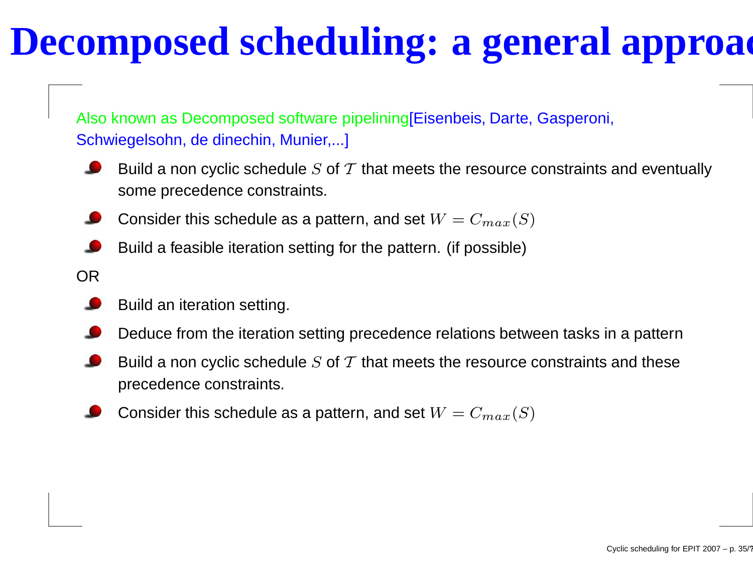# Decomposed scheduling: a general approa

Also known as Decomposed software pipelining[Eisenbeis, Darte, Gasperoni, Schwiegelsohn, de dinechin, Munier,...]

- Build a non cyclic schedule $S$ of $\mathcal{T}$ that meets the resource constraints and eventually some precedence constraints.
- Consider this schedule as a pattern, and set $W = C_{max}(S)$
- Build a feasible iteration setting for the pattern. (if possible)

OR

- Build an iteration setting.
- Deduce from the iteration setting precedence relations between tasks in a pattern
- Build a non cyclic schedule $S$ of $\mathcal{T}$ that meets the resource constraints and these precedence constraints.
- Consider this schedule as a pattern, and set $W = C_{max}(S)$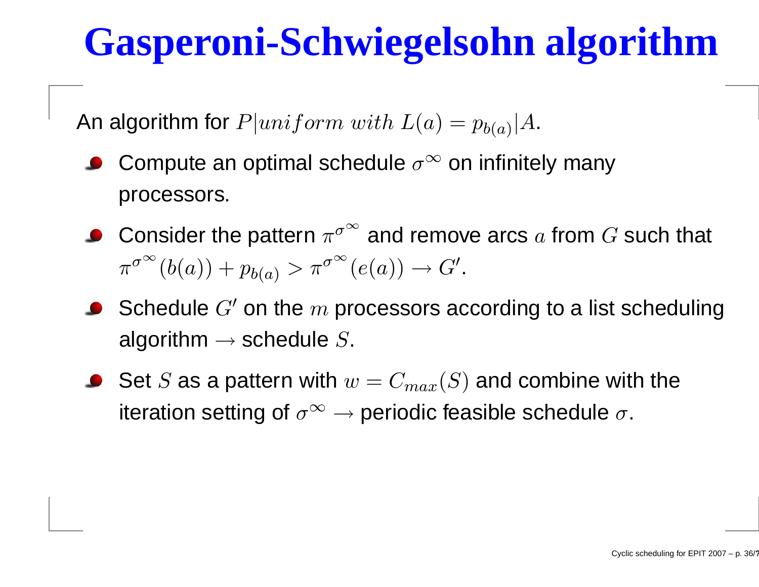# Gasperoni-Schwiegelsohn algorithm

An algorithm for $P|uniform\ with\ L(a) = p_{b(a)}|A$.

- Compute an optimal schedule $\sigma^\infty$ on infinitely many processors.
- Consider the pattern $\pi^{\sigma^\infty}$ and remove arcs $a$ from $G$ such that $\pi^{\sigma^\infty}(b(a)) + p_{b(a)} > \pi^{\sigma^\infty}(e(a)) \rightarrow G'$.
- Schedule $G'$ on the $m$ processors according to a list scheduling algorithm $\rightarrow$ schedule $S$.
- Set $S$ as a pattern with $w = C_{max}(S)$ and combine with the iteration setting of $\sigma^\infty \rightarrow$ periodic feasible schedule $\sigma$.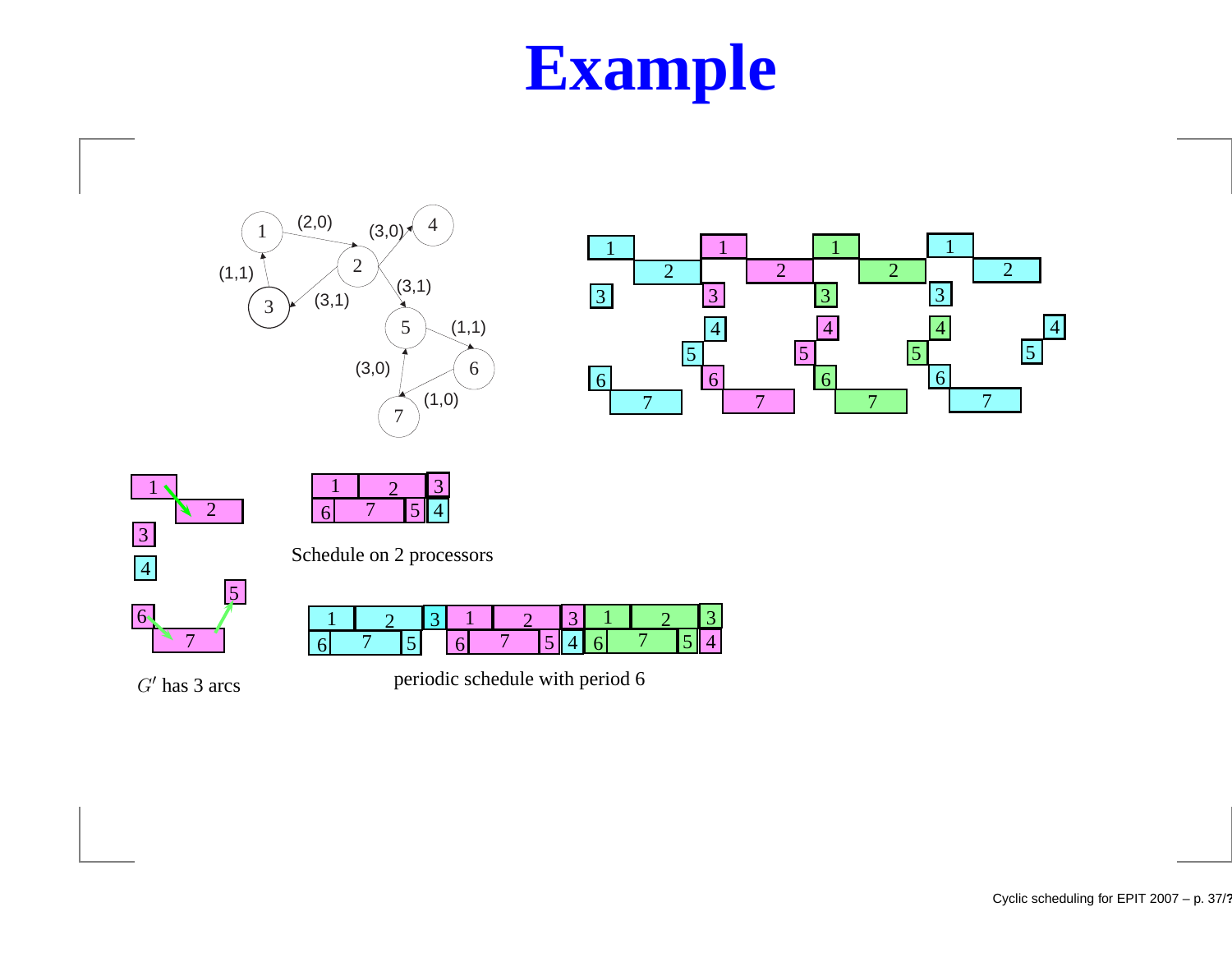# Example

$G'$ has 3 arcs

Schedule on 2 processors

periodic schedule with period 6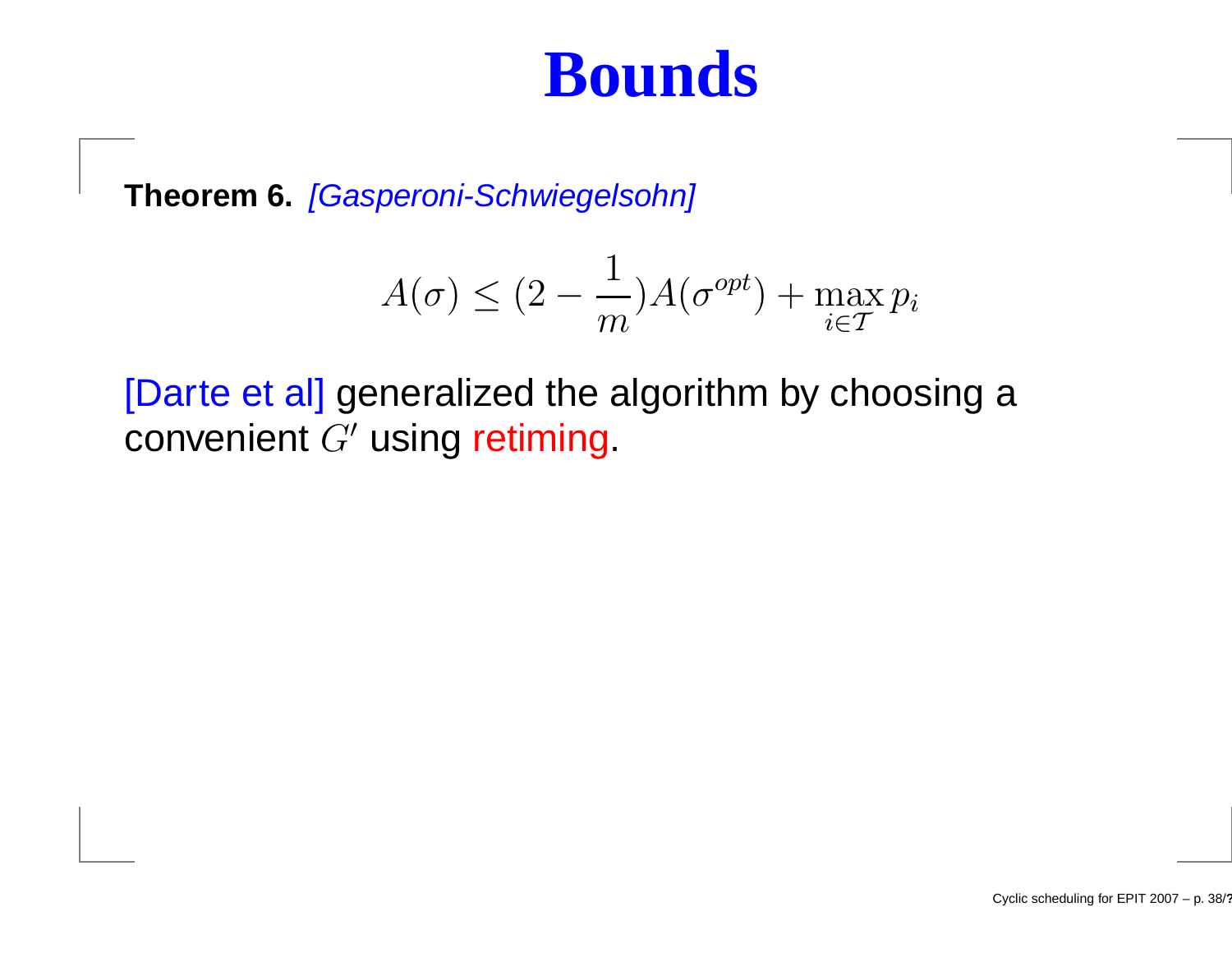# Bounds

**Theorem 6.** *[Gasperoni-Schwiegelsohn]*

$$A(\sigma) \leq (2 - \frac{1}{m})A(\sigma^{opt}) + \max_{i \in \mathcal{T}} p_i$$

[Darte et al] generalized the algorithm by choosing a convenient $G'$ using retiming.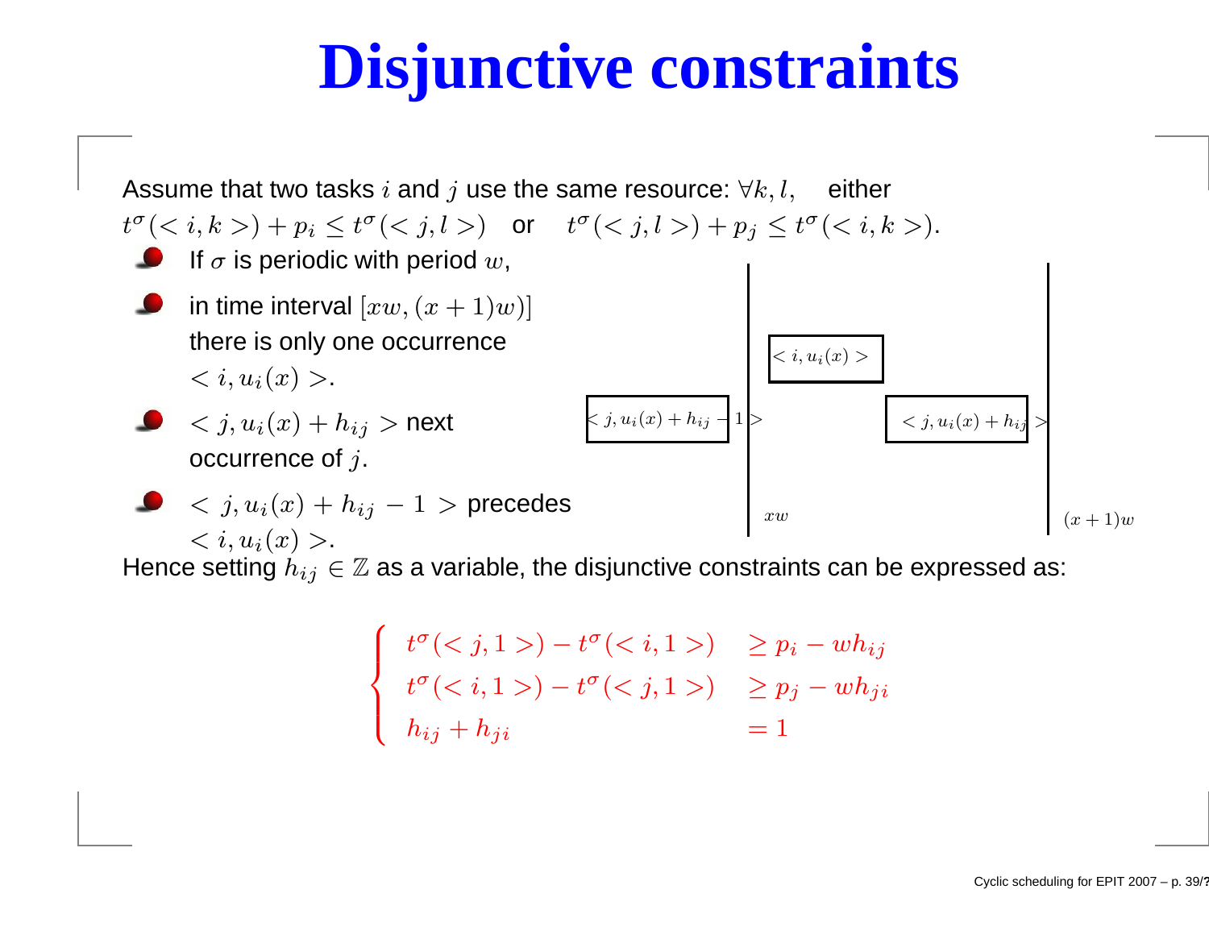# Disjunctive constraints

Assume that two tasks $i$ and $j$ use the same resource: $\forall k, l,$ either $t^\sigma(<i,k>) + p_i \leq t^\sigma(<j,l>)$ or $t^\sigma(<j,l>) + p_j \leq t^\sigma(<i,k>)$.

- If $\sigma$ is periodic with period $w$,
- in time interval $[xw, (x+1)w)]$ there is only one occurrence $<i, u_i(x)>$.
- $<j, u_i(x) + h_{ij}>$ next occurrence of $j$.
- $<j, u_i(x) + h_{ij} - 1>$ precedes $<i, u_i(x)>$.

Hence setting $h_{ij} \in \mathbb{Z}$ as a variable, the disjunctive constraints can be expressed as:

$$
\left\{
\begin{array}{ll}
t^\sigma(<j,1>) - t^\sigma(<i,1>) & \geq p_i - wh_{ij} \\
t^\sigma(<i,1>) - t^\sigma(<j,1>) & \geq p_j - wh_{ji} \\
h_{ij} + h_{ji} & = 1
\end{array}
\right.
$$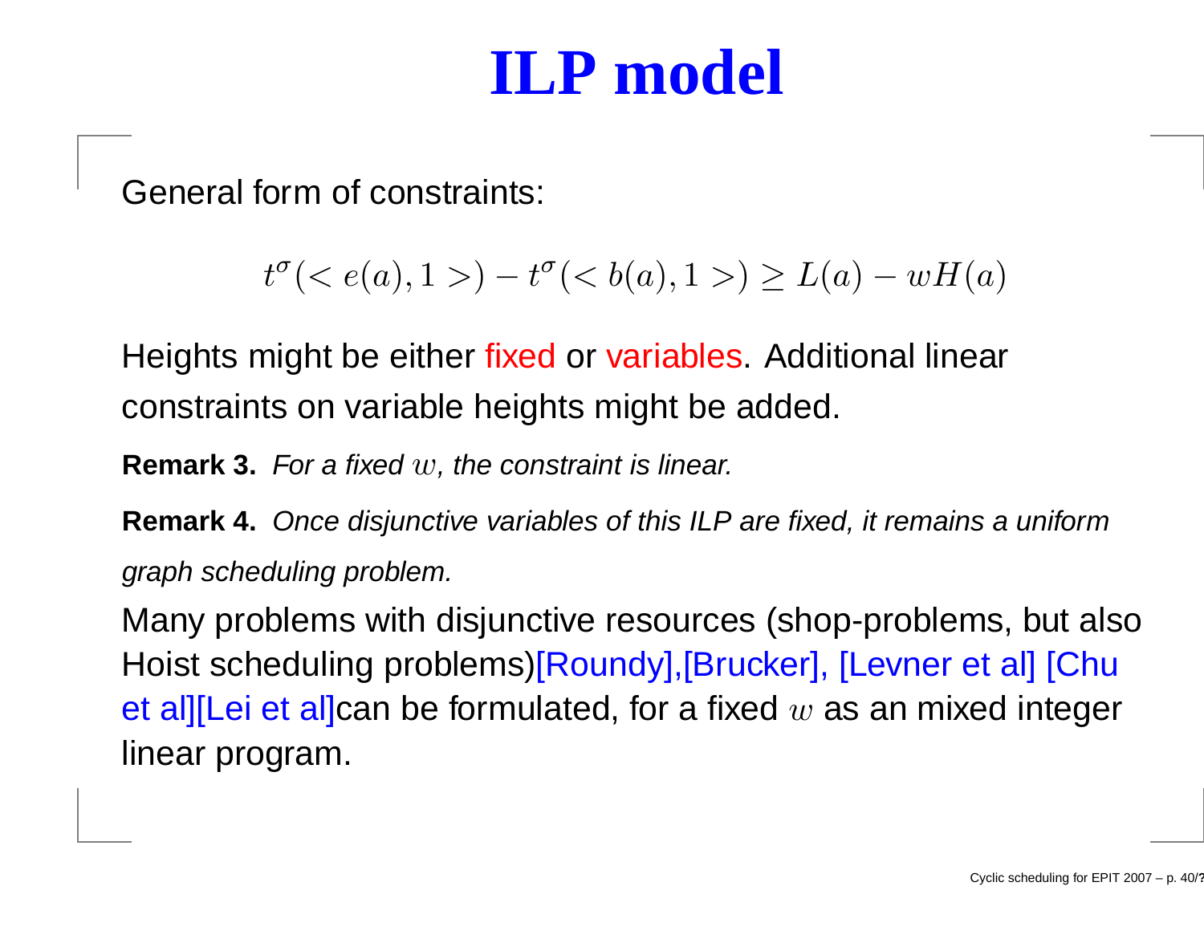# ILP model

General form of constraints:

$$t^{\sigma}(< e(a), 1 >) - t^{\sigma}(< b(a), 1 >) \geq L(a) - wH(a)$$

Heights might be either fixed or variables. Additional linear constraints on variable heights might be added.

**Remark 3.** *For a fixed $w$, the constraint is linear.*

**Remark 4.** *Once disjunctive variables of this ILP are fixed, it remains a uniform graph scheduling problem.*

Many problems with disjunctive resources (shop-problems, but also Hoist scheduling problems)[Roundy],[Brucker], [Levner et al] [Chu et al][Lei et al]can be formulated, for a fixed $w$ as an mixed integer linear program.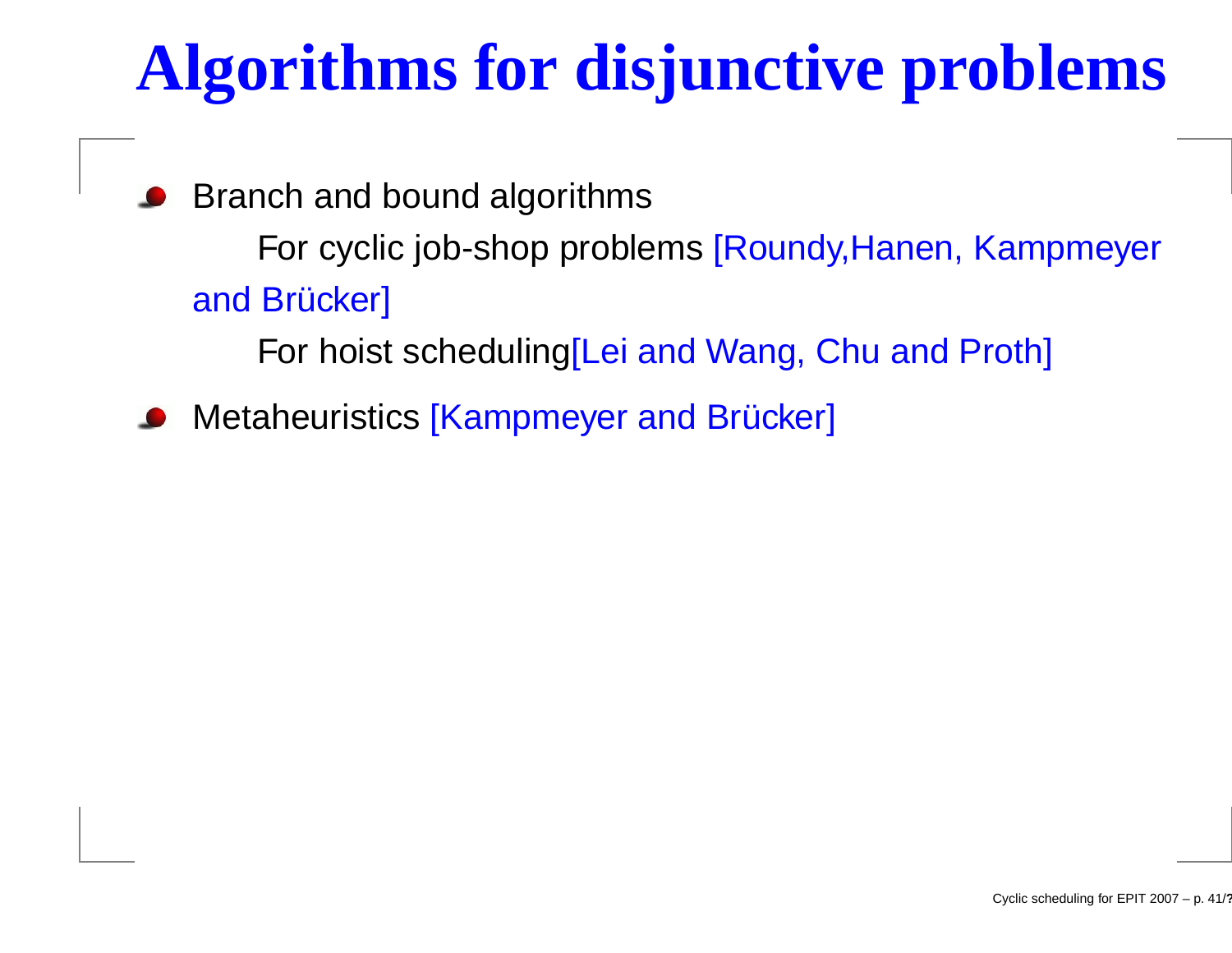# Algorithms for disjunctive problems

- Branch and bound algorithms

  For cyclic job-shop problems [Roundy,Hanen, Kampmeyer and Brücker]

  For hoist scheduling[Lei and Wang, Chu and Proth]

- Metaheuristics [Kampmeyer and Brücker]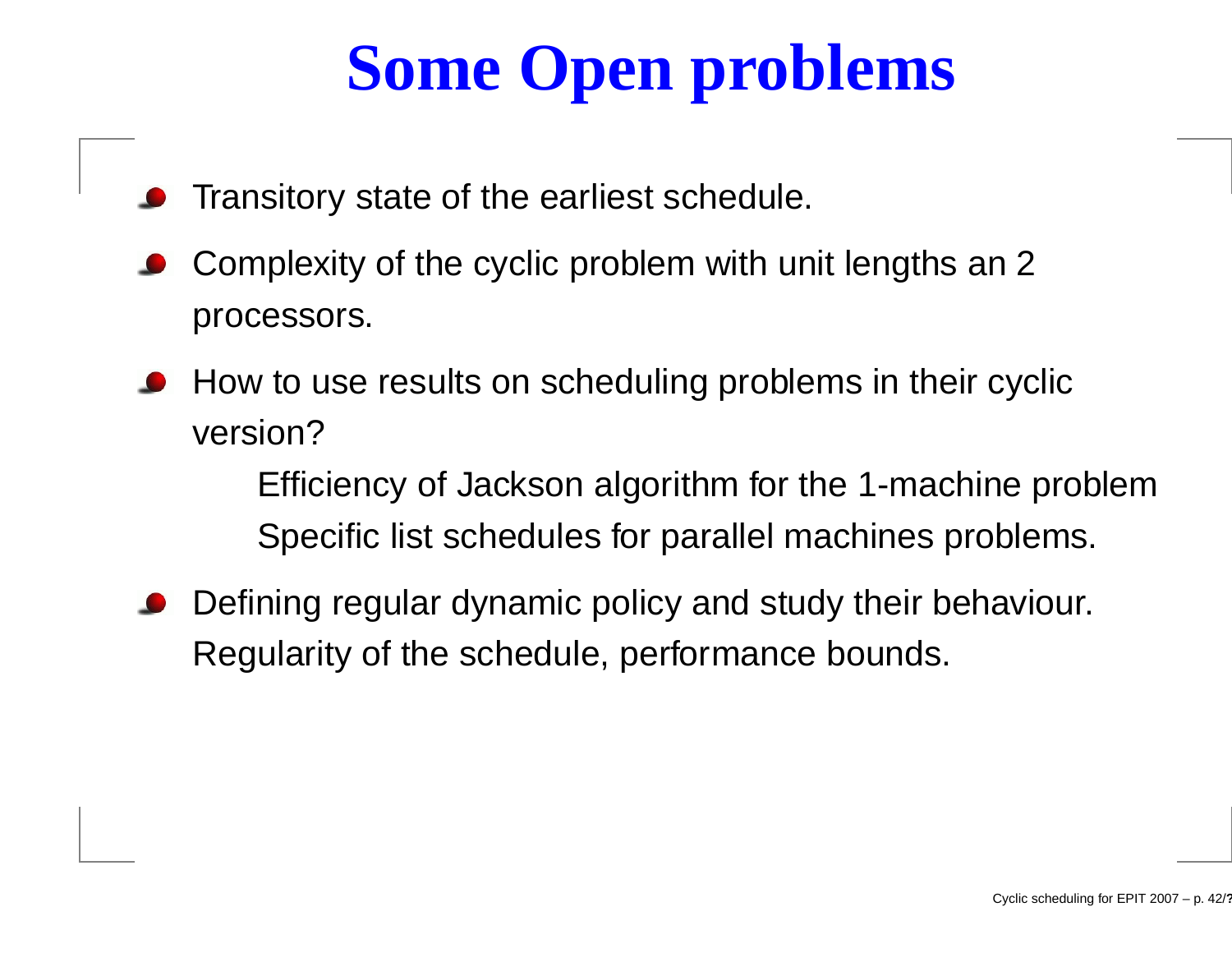# Some Open problems

- Transitory state of the earliest schedule.
- Complexity of the cyclic problem with unit lengths an 2 processors.
- How to use results on scheduling problems in their cyclic version?
  - Efficiency of Jackson algorithm for the 1-machine problem
  - Specific list schedules for parallel machines problems.
- Defining regular dynamic policy and study their behaviour. Regularity of the schedule, performance bounds.